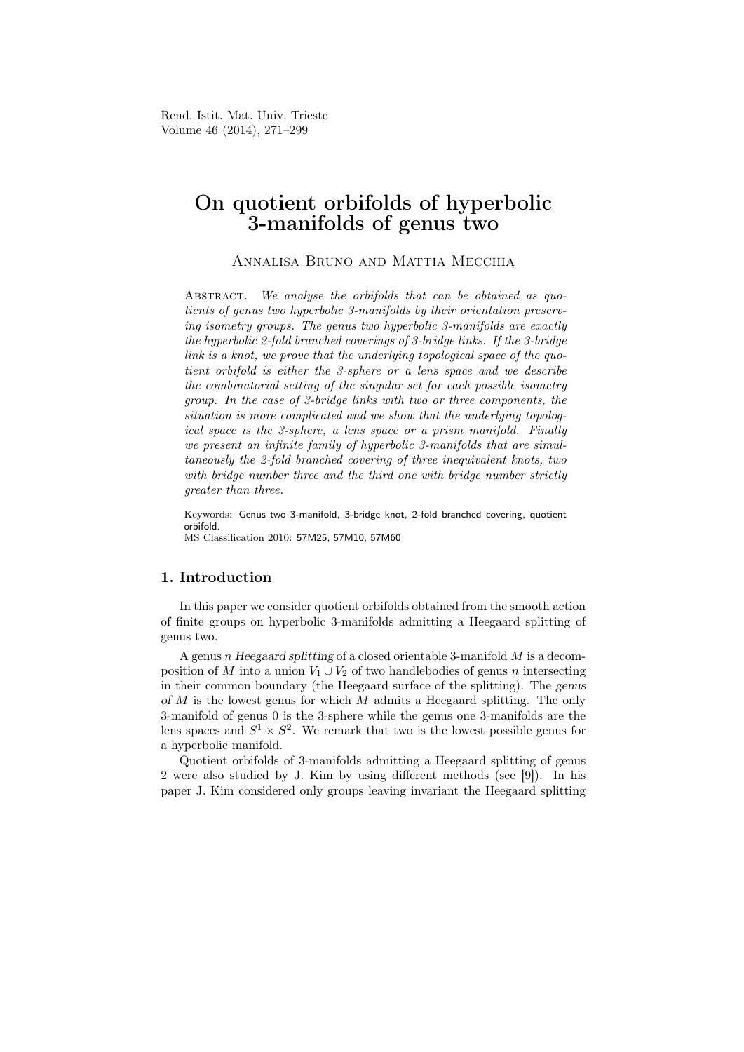# On quotient orbifolds of hyperbolic 3-manifolds of genus two

Annalisa Bruno and Mattia Mecchia

Abstract. *We analyse the orbifolds that can be obtained as quotients of genus two hyperbolic 3-manifolds by their orientation preserving isometry groups. The genus two hyperbolic 3-manifolds are exactly the hyperbolic 2-fold branched coverings of 3-bridge links. If the 3-bridge link is a knot, we prove that the underlying topological space of the quotient orbifold is either the 3-sphere or a lens space and we describe the combinatorial setting of the singular set for each possible isometry group. In the case of 3-bridge links with two or three components, the situation is more complicated and we show that the underlying topological space is the 3-sphere, a lens space or a prism manifold. Finally we present an infinite family of hyperbolic 3-manifolds that are simultaneously the 2-fold branched covering of three inequivalent knots, two with bridge number three and the third one with bridge number strictly greater than three.*

Keywords: Genus two 3-manifold, 3-bridge knot, 2-fold branched covering, quotient orbifold.
MS Classification 2010: 57M25, 57M10, 57M60

## 1. Introduction

In this paper we consider quotient orbifolds obtained from the smooth action of finite groups on hyperbolic 3-manifolds admitting a Heegaard splitting of genus two.

A genus $n$ *Heegaard splitting* of a closed orientable 3-manifold $M$ is a decomposition of $M$ into a union $V_1 \cup V_2$ of two handlebodies of genus $n$ intersecting in their common boundary (the Heegaard surface of the splitting). The *genus of* $M$ is the lowest genus for which $M$ admits a Heegaard splitting. The only 3-manifold of genus 0 is the 3-sphere while the genus one 3-manifolds are the lens spaces and $S^1 \times S^2$. We remark that two is the lowest possible genus for a hyperbolic manifold.

Quotient orbifolds of 3-manifolds admitting a Heegaard splitting of genus 2 were also studied by J. Kim by using different methods (see [9]). In his paper J. Kim considered only groups leaving invariant the Heegaard splitting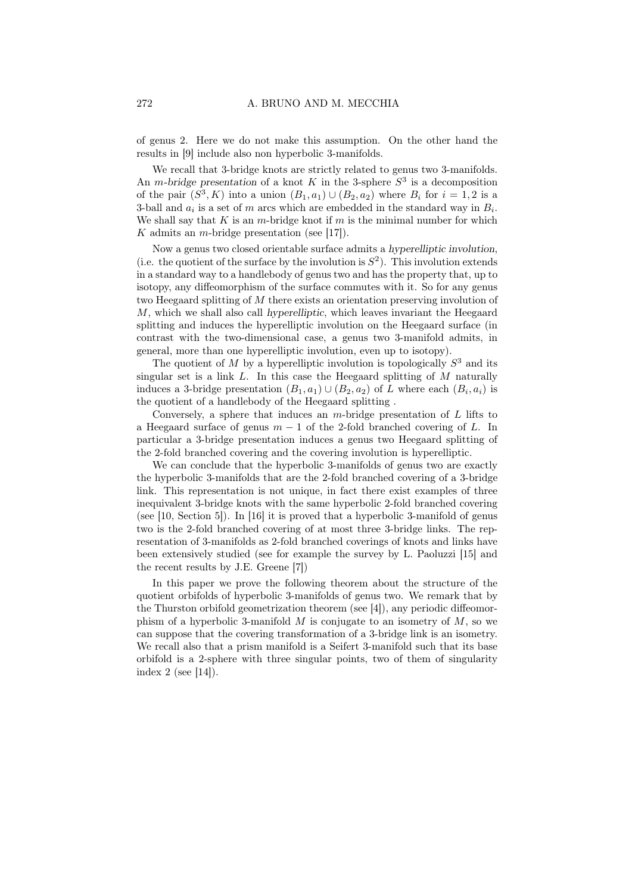of genus 2. Here we do not make this assumption. On the other hand the results in [9] include also non hyperbolic 3-manifolds.

We recall that 3-bridge knots are strictly related to genus two 3-manifolds. An *m-bridge presentation* of a knot $K$ in the 3-sphere $S^3$ is a decomposition of the pair $(S^3, K)$ into a union $(B_1, a_1) \cup (B_2, a_2)$ where $B_i$ for $i = 1, 2$ is a 3-ball and $a_i$ is a set of $m$ arcs which are embedded in the standard way in $B_i$. We shall say that $K$ is an $m$-bridge knot if $m$ is the minimal number for which $K$ admits an $m$-bridge presentation (see [17]).

Now a genus two closed orientable surface admits a *hyperelliptic involution*, (i.e. the quotient of the surface by the involution is $S^2$). This involution extends in a standard way to a handlebody of genus two and has the property that, up to isotopy, any diffeomorphism of the surface commutes with it. So for any genus two Heegaard splitting of $M$ there exists an orientation preserving involution of $M$, which we shall also call *hyperelliptic*, which leaves invariant the Heegaard splitting and induces the hyperelliptic involution on the Heegaard surface (in contrast with the two-dimensional case, a genus two 3-manifold admits, in general, more than one hyperelliptic involution, even up to isotopy).

The quotient of $M$ by a hyperelliptic involution is topologically $S^3$ and its singular set is a link $L$. In this case the Heegaard splitting of $M$ naturally induces a 3-bridge presentation $(B_1, a_1) \cup (B_2, a_2)$ of $L$ where each $(B_i, a_i)$ is the quotient of a handlebody of the Heegaard splitting .

Conversely, a sphere that induces an $m$-bridge presentation of $L$ lifts to a Heegaard surface of genus $m - 1$ of the 2-fold branched covering of $L$. In particular a 3-bridge presentation induces a genus two Heegaard splitting of the 2-fold branched covering and the covering involution is hyperelliptic.

We can conclude that the hyperbolic 3-manifolds of genus two are exactly the hyperbolic 3-manifolds that are the 2-fold branched covering of a 3-bridge link. This representation is not unique, in fact there exist examples of three inequivalent 3-bridge knots with the same hyperbolic 2-fold branched covering (see [10, Section 5]). In [16] it is proved that a hyperbolic 3-manifold of genus two is the 2-fold branched covering of at most three 3-bridge links. The representation of 3-manifolds as 2-fold branched coverings of knots and links have been extensively studied (see for example the survey by L. Paoluzzi [15] and the recent results by J.E. Greene [7])

In this paper we prove the following theorem about the structure of the quotient orbifolds of hyperbolic 3-manifolds of genus two. We remark that by the Thurston orbifold geometrization theorem (see [4]), any periodic diffeomorphism of a hyperbolic 3-manifold $M$ is conjugate to an isometry of $M$, so we can suppose that the covering transformation of a 3-bridge link is an isometry. We recall also that a prism manifold is a Seifert 3-manifold such that its base orbifold is a 2-sphere with three singular points, two of them of singularity index 2 (see [14]).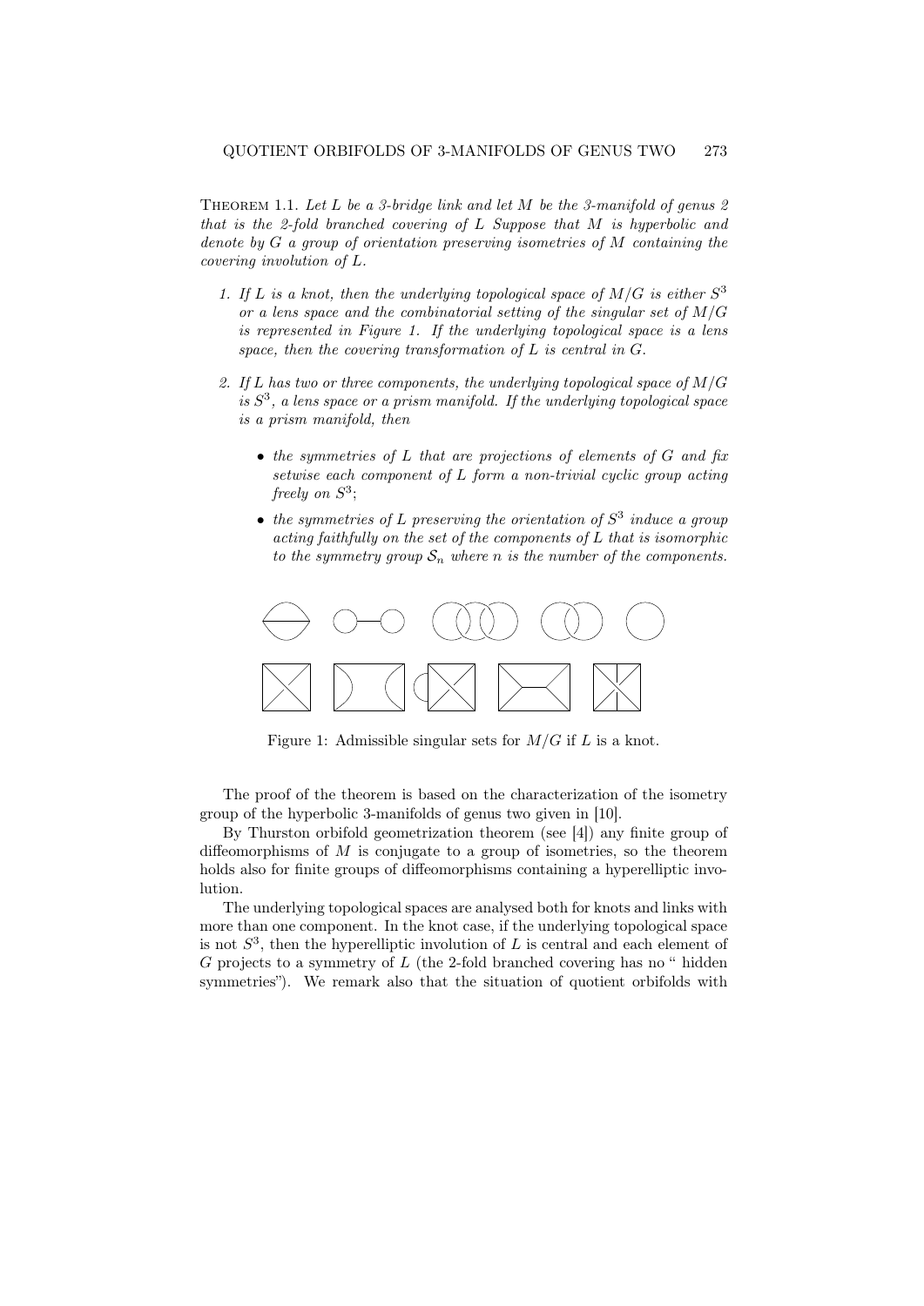**Theorem 1.1.** *Let $L$ be a 3-bridge link and let $M$ be the 3-manifold of genus 2 that is the 2-fold branched covering of $L$ Suppose that $M$ is hyperbolic and denote by $G$ a group of orientation preserving isometries of $M$ containing the covering involution of $L$.*

1. *If $L$ is a knot, then the underlying topological space of $M/G$ is either $S^3$ or a lens space and the combinatorial setting of the singular set of $M/G$ is represented in Figure 1. If the underlying topological space is a lens space, then the covering transformation of $L$ is central in $G$.*

2. *If $L$ has two or three components, the underlying topological space of $M/G$ is $S^3$, a lens space or a prism manifold. If the underlying topological space is a prism manifold, then*

   - *the symmetries of $L$ that are projections of elements of $G$ and fix setwise each component of $L$ form a non-trivial cyclic group acting freely on $S^3$;*

   - *the symmetries of $L$ preserving the orientation of $S^3$ induce a group acting faithfully on the set of the components of $L$ that is isomorphic to the symmetry group $\mathcal{S}_n$ where $n$ is the number of the components.*

Figure 1: Admissible singular sets for $M/G$ if $L$ is a knot.

The proof of the theorem is based on the characterization of the isometry group of the hyperbolic 3-manifolds of genus two given in [10].

By Thurston orbifold geometrization theorem (see [4]) any finite group of diffeomorphisms of $M$ is conjugate to a group of isometries, so the theorem holds also for finite groups of diffeomorphisms containing a hyperelliptic involution.

The underlying topological spaces are analysed both for knots and links with more than one component. In the knot case, if the underlying topological space is not $S^3$, then the hyperelliptic involution of $L$ is central and each element of $G$ projects to a symmetry of $L$ (the 2-fold branched covering has no " hidden symmetries"). We remark also that the situation of quotient orbifolds with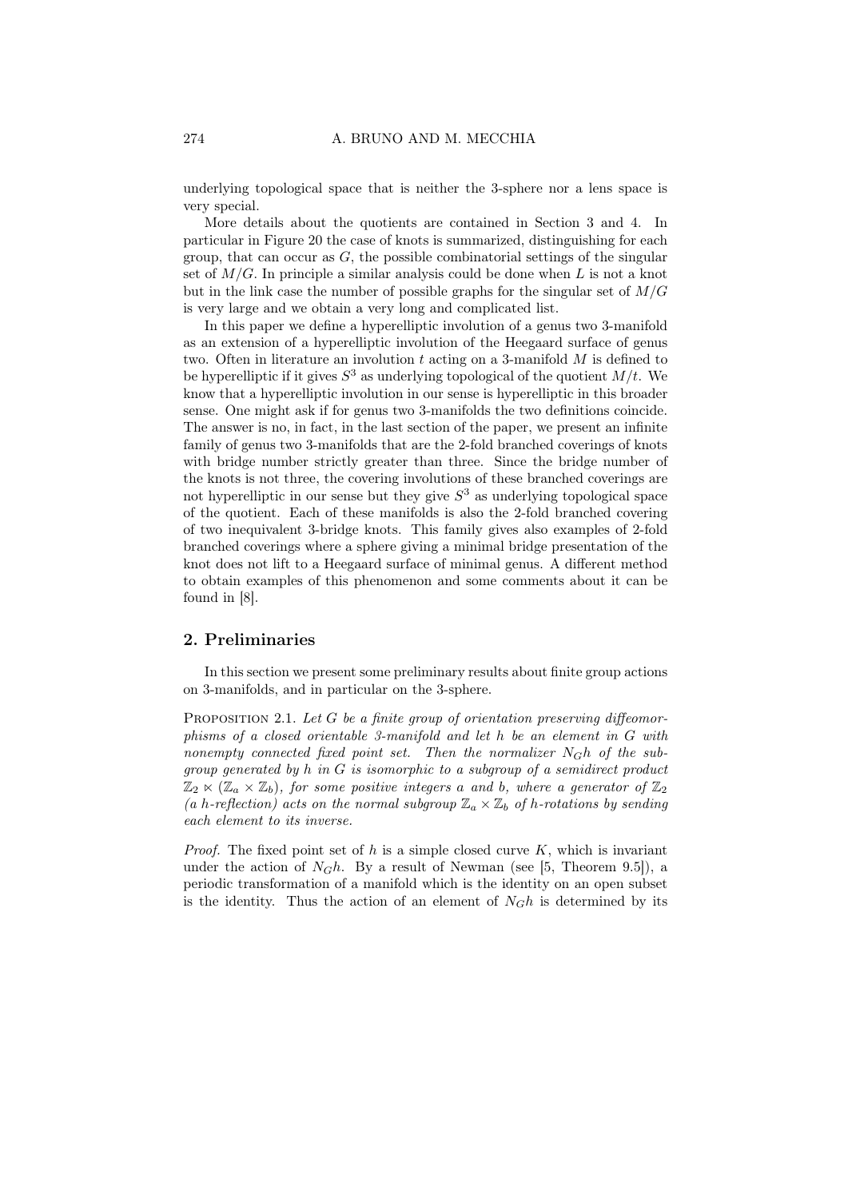underlying topological space that is neither the 3-sphere nor a lens space is very special.

More details about the quotients are contained in Section 3 and 4. In particular in Figure 20 the case of knots is summarized, distinguishing for each group, that can occur as $G$, the possible combinatorial settings of the singular set of $M/G$. In principle a similar analysis could be done when $L$ is not a knot but in the link case the number of possible graphs for the singular set of $M/G$ is very large and we obtain a very long and complicated list.

In this paper we define a hyperelliptic involution of a genus two 3-manifold as an extension of a hyperelliptic involution of the Heegaard surface of genus two. Often in literature an involution $t$ acting on a 3-manifold $M$ is defined to be hyperelliptic if it gives $S^3$ as underlying topological of the quotient $M/t$. We know that a hyperelliptic involution in our sense is hyperelliptic in this broader sense. One might ask if for genus two 3-manifolds the two definitions coincide. The answer is no, in fact, in the last section of the paper, we present an infinite family of genus two 3-manifolds that are the 2-fold branched coverings of knots with bridge number strictly greater than three. Since the bridge number of the knots is not three, the covering involutions of these branched coverings are not hyperelliptic in our sense but they give $S^3$ as underlying topological space of the quotient. Each of these manifolds is also the 2-fold branched covering of two inequivalent 3-bridge knots. This family gives also examples of 2-fold branched coverings where a sphere giving a minimal bridge presentation of the knot does not lift to a Heegaard surface of minimal genus. A different method to obtain examples of this phenomenon and some comments about it can be found in [8].

## 2. Preliminaries

In this section we present some preliminary results about finite group actions on 3-manifolds, and in particular on the 3-sphere.

PROPOSITION 2.1. *Let $G$ be a finite group of orientation preserving diffeomorphisms of a closed orientable 3-manifold and let $h$ be an element in $G$ with nonempty connected fixed point set. Then the normalizer $N_G h$ of the subgroup generated by $h$ in $G$ is isomorphic to a subgroup of a semidirect product $\mathbb{Z}_2 \ltimes (\mathbb{Z}_a \times \mathbb{Z}_b)$, for some positive integers $a$ and $b$, where a generator of $\mathbb{Z}_2$ (a $h$-reflection) acts on the normal subgroup $\mathbb{Z}_a \times \mathbb{Z}_b$ of $h$-rotations by sending each element to its inverse.*

*Proof.* The fixed point set of $h$ is a simple closed curve $K$, which is invariant under the action of $N_G h$. By a result of Newman (see [5, Theorem 9.5]), a periodic transformation of a manifold which is the identity on an open subset is the identity. Thus the action of an element of $N_G h$ is determined by its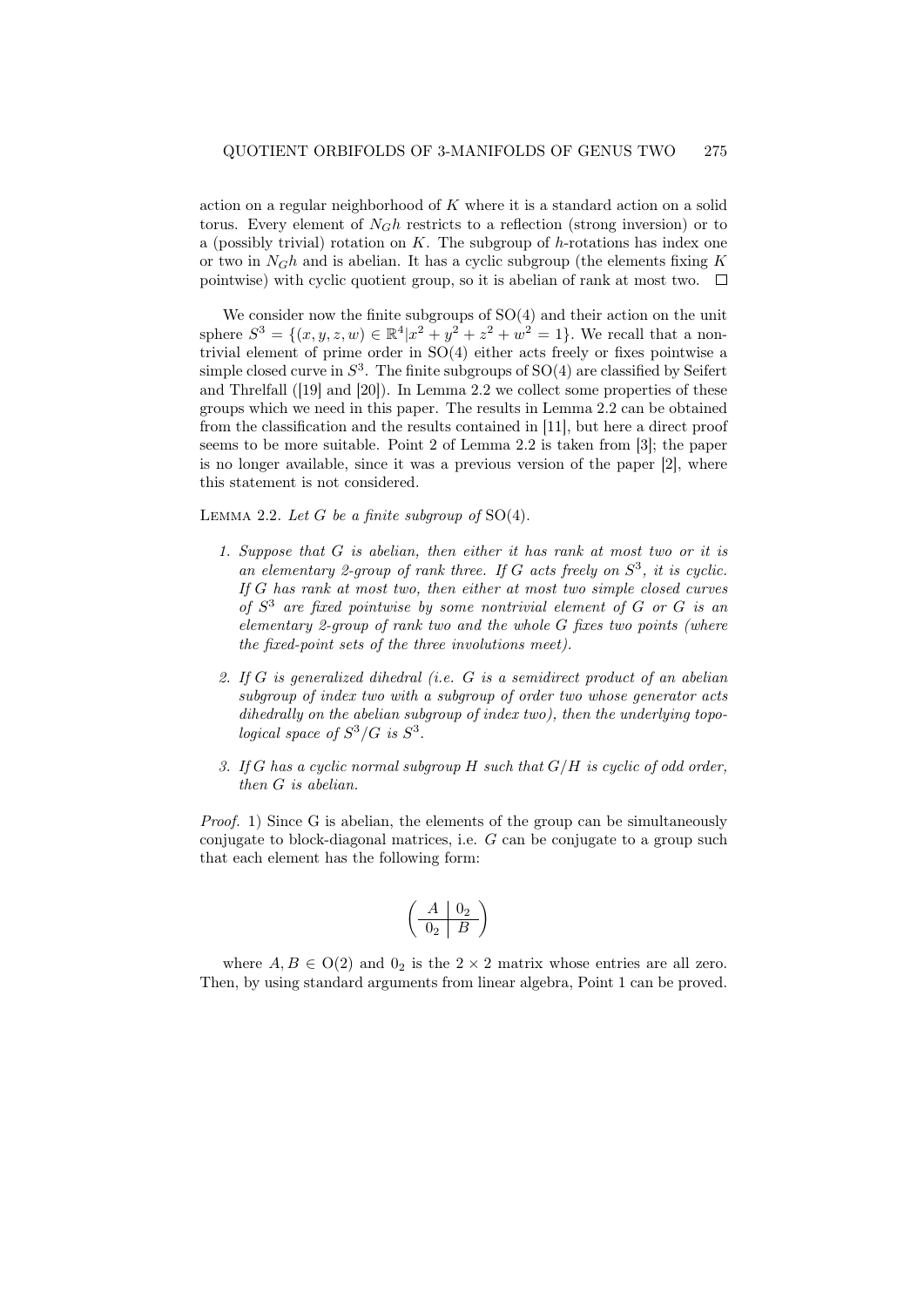action on a regular neighborhood of $K$ where it is a standard action on a solid torus. Every element of $N_G h$ restricts to a reflection (strong inversion) or to a (possibly trivial) rotation on $K$. The subgroup of $h$-rotations has index one or two in $N_G h$ and is abelian. It has a cyclic subgroup (the elements fixing $K$ pointwise) with cyclic quotient group, so it is abelian of rank at most two. □

We consider now the finite subgroups of $\mathrm{SO}(4)$ and their action on the unit sphere $S^3 = \{(x, y, z, w) \in \mathbb{R}^4 | x^2 + y^2 + z^2 + w^2 = 1\}$. We recall that a nontrivial element of prime order in $\mathrm{SO}(4)$ either acts freely or fixes pointwise a simple closed curve in $S^3$. The finite subgroups of $\mathrm{SO}(4)$ are classified by Seifert and Threlfall ([19] and [20]). In Lemma 2.2 we collect some properties of these groups which we need in this paper. The results in Lemma 2.2 can be obtained from the classification and the results contained in [11], but here a direct proof seems to be more suitable. Point 2 of Lemma 2.2 is taken from [3]; the paper is no longer available, since it was a previous version of the paper [2], where this statement is not considered.

Lemma 2.2. *Let $G$ be a finite subgroup of $\mathrm{SO}(4)$.*

1. *Suppose that $G$ is abelian, then either it has rank at most two or it is an elementary 2-group of rank three. If $G$ acts freely on $S^3$, it is cyclic. If $G$ has rank at most two, then either at most two simple closed curves of $S^3$ are fixed pointwise by some nontrivial element of $G$ or $G$ is an elementary 2-group of rank two and the whole $G$ fixes two points (where the fixed-point sets of the three involutions meet).*
2. *If $G$ is generalized dihedral (i.e. $G$ is a semidirect product of an abelian subgroup of index two with a subgroup of order two whose generator acts dihedrally on the abelian subgroup of index two), then the underlying topological space of $S^3/G$ is $S^3$.*
3. *If $G$ has a cyclic normal subgroup $H$ such that $G/H$ is cyclic of odd order, then $G$ is abelian.*

*Proof.* 1) Since G is abelian, the elements of the group can be simultaneously conjugate to block-diagonal matrices, i.e. $G$ can be conjugate to a group such that each element has the following form:

$$\left( \begin{array}{c|c} A & 0_2 \\ \hline 0_2 & B \end{array} \right)$$

where $A, B \in \mathrm{O}(2)$ and $0_2$ is the $2 \times 2$ matrix whose entries are all zero. Then, by using standard arguments from linear algebra, Point 1 can be proved.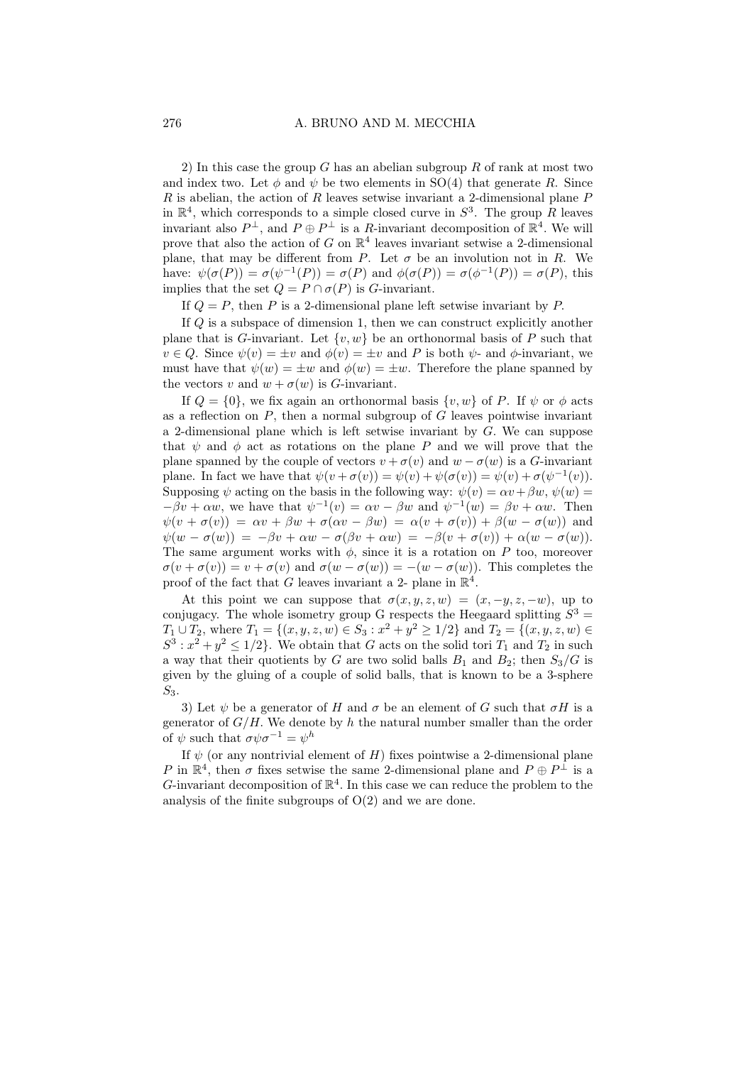2) In this case the group $G$ has an abelian subgroup $R$ of rank at most two and index two. Let $\phi$ and $\psi$ be two elements in $\mathrm{SO}(4)$ that generate $R$. Since $R$ is abelian, the action of $R$ leaves setwise invariant a 2-dimensional plane $P$ in $\mathbb{R}^4$, which corresponds to a simple closed curve in $S^3$. The group $R$ leaves invariant also $P^\perp$, and $P \oplus P^\perp$ is a $R$-invariant decomposition of $\mathbb{R}^4$. We will prove that also the action of $G$ on $\mathbb{R}^4$ leaves invariant setwise a 2-dimensional plane, that may be different from $P$. Let $\sigma$ be an involution not in $R$. We have: $\psi(\sigma(P)) = \sigma(\psi^{-1}(P)) = \sigma(P)$ and $\phi(\sigma(P)) = \sigma(\phi^{-1}(P)) = \sigma(P)$, this implies that the set $Q = P \cap \sigma(P)$ is $G$-invariant.

If $Q = P$, then $P$ is a 2-dimensional plane left setwise invariant by $P$.

If $Q$ is a subspace of dimension 1, then we can construct explicitly another plane that is $G$-invariant. Let $\{v, w\}$ be an orthonormal basis of $P$ such that $v \in Q$. Since $\psi(v) = \pm v$ and $\phi(v) = \pm v$ and $P$ is both $\psi$- and $\phi$-invariant, we must have that $\psi(w) = \pm w$ and $\phi(w) = \pm w$. Therefore the plane spanned by the vectors $v$ and $w + \sigma(w)$ is $G$-invariant.

If $Q = \{0\}$, we fix again an orthonormal basis $\{v, w\}$ of $P$. If $\psi$ or $\phi$ acts as a reflection on $P$, then a normal subgroup of $G$ leaves pointwise invariant a 2-dimensional plane which is left setwise invariant by $G$. We can suppose that $\psi$ and $\phi$ act as rotations on the plane $P$ and we will prove that the plane spanned by the couple of vectors $v + \sigma(v)$ and $w - \sigma(w)$ is a $G$-invariant plane. In fact we have that $\psi(v + \sigma(v)) = \psi(v) + \psi(\sigma(v)) = \psi(v) + \sigma(\psi^{-1}(v))$. Supposing $\psi$ acting on the basis in the following way: $\psi(v) = \alpha v + \beta w$, $\psi(w) = -\beta v + \alpha w$, we have that $\psi^{-1}(v) = \alpha v - \beta w$ and $\psi^{-1}(w) = \beta v + \alpha w$. Then $\psi(v + \sigma(v)) = \alpha v + \beta w + \sigma(\alpha v - \beta w) = \alpha(v + \sigma(v)) + \beta(w - \sigma(w))$ and $\psi(w - \sigma(w)) = -\beta v + \alpha w - \sigma(\beta v + \alpha w) = -\beta(v + \sigma(v)) + \alpha(w - \sigma(w))$. The same argument works with $\phi$, since it is a rotation on $P$ too, moreover $\sigma(v + \sigma(v)) = v + \sigma(v)$ and $\sigma(w - \sigma(w)) = -(w - \sigma(w))$. This completes the proof of the fact that $G$ leaves invariant a 2- plane in $\mathbb{R}^4$.

At this point we can suppose that $\sigma(x, y, z, w) = (x, -y, z, -w)$, up to conjugacy. The whole isometry group G respects the Heegaard splitting $S^3 = T_1 \cup T_2$, where $T_1 = \{(x, y, z, w) \in S_3 : x^2 + y^2 \geq 1/2\}$ and $T_2 = \{(x, y, z, w) \in S^3 : x^2 + y^2 \leq 1/2\}$. We obtain that $G$ acts on the solid tori $T_1$ and $T_2$ in such a way that their quotients by $G$ are two solid balls $B_1$ and $B_2$; then $S_3/G$ is given by the gluing of a couple of solid balls, that is known to be a 3-sphere $S_3$.

3) Let $\psi$ be a generator of $H$ and $\sigma$ be an element of $G$ such that $\sigma H$ is a generator of $G/H$. We denote by $h$ the natural number smaller than the order of $\psi$ such that $\sigma\psi\sigma^{-1} = \psi^h$

If $\psi$ (or any nontrivial element of $H$) fixes pointwise a 2-dimensional plane $P$ in $\mathbb{R}^4$, then $\sigma$ fixes setwise the same 2-dimensional plane and $P \oplus P^\perp$ is a $G$-invariant decomposition of $\mathbb{R}^4$. In this case we can reduce the problem to the analysis of the finite subgroups of $\mathrm{O}(2)$ and we are done.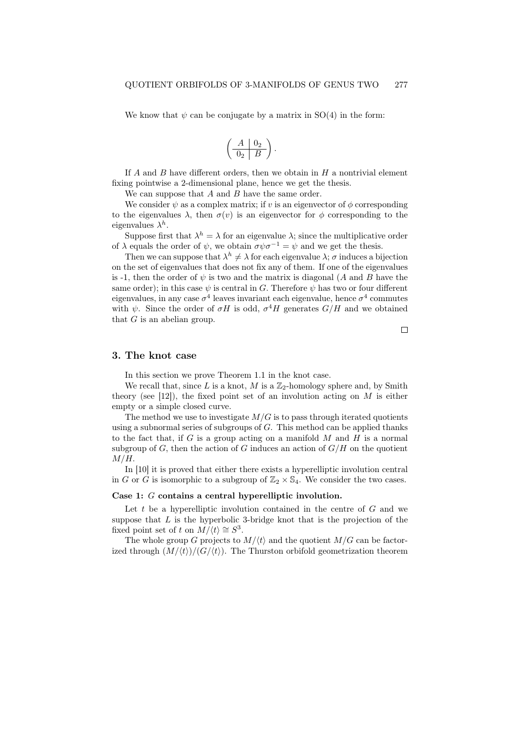We know that $\psi$ can be conjugate by a matrix in SO(4) in the form:

$$\left( \begin{array}{c|c} A & 0_2 \\ \hline 0_2 & B \end{array} \right).$$

If $A$ and $B$ have different orders, then we obtain in $H$ a nontrivial element fixing pointwise a 2-dimensional plane, hence we get the thesis.

We can suppose that $A$ and $B$ have the same order.

We consider $\psi$ as a complex matrix; if $v$ is an eigenvector of $\phi$ corresponding to the eigenvalues $\lambda$, then $\sigma(v)$ is an eigenvector for $\phi$ corresponding to the eigenvalues $\lambda^h$.

Suppose first that $\lambda^h = \lambda$ for an eigenvalue $\lambda$; since the multiplicative order of $\lambda$ equals the order of $\psi$, we obtain $\sigma\psi\sigma^{-1} = \psi$ and we get the thesis.

Then we can suppose that $\lambda^h \neq \lambda$ for each eigenvalue $\lambda$; $\sigma$ induces a bijection on the set of eigenvalues that does not fix any of them. If one of the eigenvalues is -1, then the order of $\psi$ is two and the matrix is diagonal ($A$ and $B$ have the same order); in this case $\psi$ is central in $G$. Therefore $\psi$ has two or four different eigenvalues, in any case $\sigma^4$ leaves invariant each eigenvalue, hence $\sigma^4$ commutes with $\psi$. Since the order of $\sigma H$ is odd, $\sigma^4 H$ generates $G/H$ and we obtained that $G$ is an abelian group.

□

## 3. The knot case

In this section we prove Theorem 1.1 in the knot case.

We recall that, since $L$ is a knot, $M$ is a $\mathbb{Z}_2$-homology sphere and, by Smith theory (see [12]), the fixed point set of an involution acting on $M$ is either empty or a simple closed curve.

The method we use to investigate $M/G$ is to pass through iterated quotients using a subnormal series of subgroups of $G$. This method can be applied thanks to the fact that, if $G$ is a group acting on a manifold $M$ and $H$ is a normal subgroup of $G$, then the action of $G$ induces an action of $G/H$ on the quotient $M/H$.

In [10] it is proved that either there exists a hyperelliptic involution central in $G$ or $G$ is isomorphic to a subgroup of $\mathbb{Z}_2 \times \mathbb{S}_4$. We consider the two cases.

**Case 1: $G$ contains a central hyperelliptic involution.**

Let $t$ be a hyperelliptic involution contained in the centre of $G$ and we suppose that $L$ is the hyperbolic 3-bridge knot that is the projection of the fixed point set of $t$ on $M/\langle t \rangle \cong S^3$.

The whole group $G$ projects to $M/\langle t \rangle$ and the quotient $M/G$ can be factorized through $(M/\langle t \rangle)/(G/\langle t \rangle)$. The Thurston orbifold geometrization theorem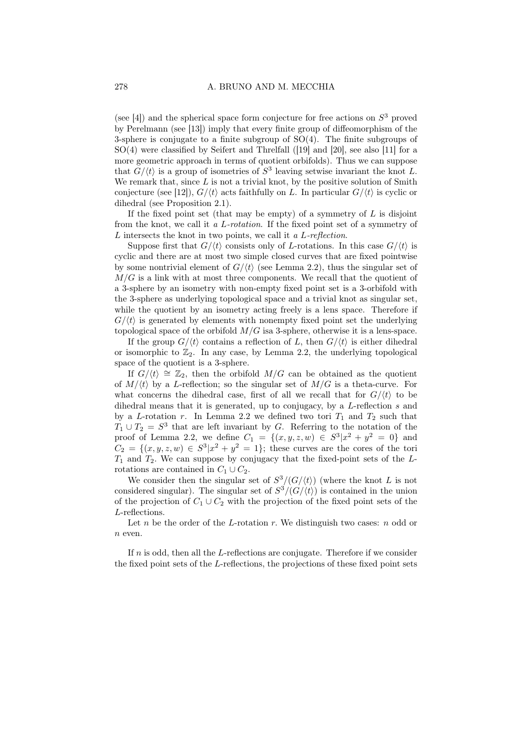(see [4]) and the spherical space form conjecture for free actions on $S^3$ proved by Perelmann (see [13]) imply that every finite group of diffeomorphism of the 3-sphere is conjugate to a finite subgroup of SO(4). The finite subgroups of SO(4) were classified by Seifert and Threlfall ([19] and [20], see also [11] for a more geometric approach in terms of quotient orbifolds). Thus we can suppose that $G/\langle t\rangle$ is a group of isometries of $S^3$ leaving setwise invariant the knot $L$. We remark that, since $L$ is not a trivial knot, by the positive solution of Smith conjecture (see [12]), $G/\langle t\rangle$ acts faithfully on $L$. In particular $G/\langle t\rangle$ is cyclic or dihedral (see Proposition 2.1).

If the fixed point set (that may be empty) of a symmetry of $L$ is disjoint from the knot, we call it *a $L$-rotation*. If the fixed point set of a symmetry of $L$ intersects the knot in two points, we call it *a $L$-reflection*.

Suppose first that $G/\langle t\rangle$ consists only of $L$-rotations. In this case $G/\langle t\rangle$ is cyclic and there are at most two simple closed curves that are fixed pointwise by some nontrivial element of $G/\langle t\rangle$ (see Lemma 2.2), thus the singular set of $M/G$ is a link with at most three components. We recall that the quotient of a 3-sphere by an isometry with non-empty fixed point set is a 3-orbifold with the 3-sphere as underlying topological space and a trivial knot as singular set, while the quotient by an isometry acting freely is a lens space. Therefore if $G/\langle t\rangle$ is generated by elements with nonempty fixed point set the underlying topological space of the orbifold $M/G$ isa 3-sphere, otherwise it is a lens-space.

If the group $G/\langle t\rangle$ contains a reflection of $L$, then $G/\langle t\rangle$ is either dihedral or isomorphic to $\mathbb{Z}_2$. In any case, by Lemma 2.2, the underlying topological space of the quotient is a 3-sphere.

If $G/\langle t\rangle \cong \mathbb{Z}_2$, then the orbifold $M/G$ can be obtained as the quotient of $M/\langle t\rangle$ by a $L$-reflection; so the singular set of $M/G$ is a theta-curve. For what concerns the dihedral case, first of all we recall that for $G/\langle t\rangle$ to be dihedral means that it is generated, up to conjugacy, by a $L$-reflection $s$ and by a $L$-rotation $r$. In Lemma 2.2 we defined two tori $T_1$ and $T_2$ such that $T_1 \cup T_2 = S^3$ that are left invariant by $G$. Referring to the notation of the proof of Lemma 2.2, we define $C_1 = \{(x,y,z,w) \in S^3 | x^2 + y^2 = 0\}$ and $C_2 = \{(x,y,z,w) \in S^3 | x^2 + y^2 = 1\}$; these curves are the cores of the tori $T_1$ and $T_2$. We can suppose by conjugacy that the fixed-point sets of the $L$-rotations are contained in $C_1 \cup C_2$.

We consider then the singular set of $S^3/(G/\langle t\rangle)$ (where the knot $L$ is not considered singular). The singular set of $S^3/(G/\langle t\rangle)$ is contained in the union of the projection of $C_1 \cup C_2$ with the projection of the fixed point sets of the $L$-reflections.

Let $n$ be the order of the $L$-rotation $r$. We distinguish two cases: $n$ odd or $n$ even.

If $n$ is odd, then all the $L$-reflections are conjugate. Therefore if we consider the fixed point sets of the $L$-reflections, the projections of these fixed point sets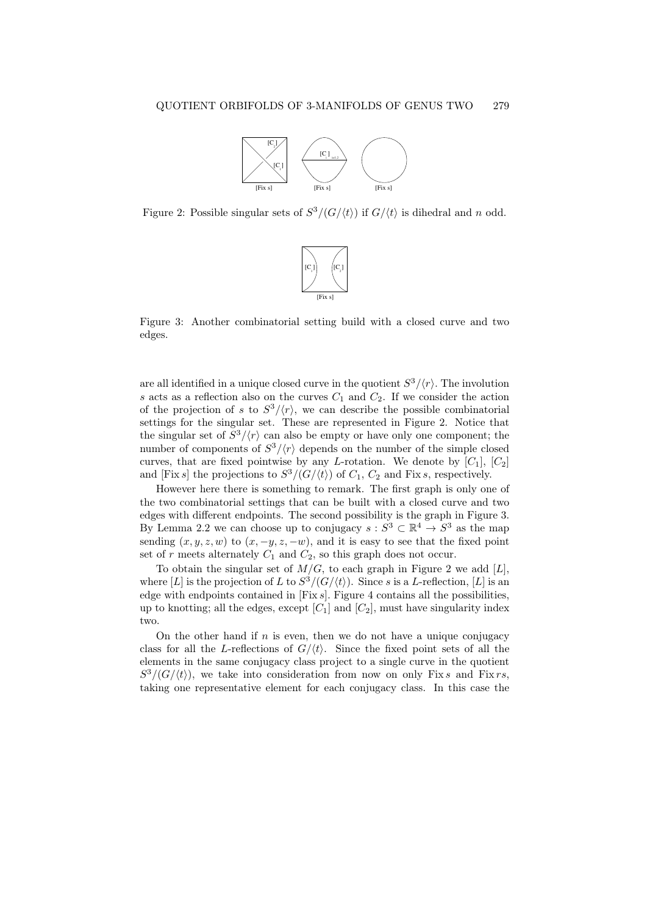Figure 2: Possible singular sets of $S^3/(G/\langle t\rangle)$ if $G/\langle t\rangle$ is dihedral and $n$ odd.

Figure 3: Another combinatorial setting build with a closed curve and two edges.

are all identified in a unique closed curve in the quotient $S^3/\langle r\rangle$. The involution $s$ acts as a reflection also on the curves $C_1$ and $C_2$. If we consider the action of the projection of $s$ to $S^3/\langle r\rangle$, we can describe the possible combinatorial settings for the singular set. These are represented in Figure 2. Notice that the singular set of $S^3/\langle r\rangle$ can also be empty or have only one component; the number of components of $S^3/\langle r\rangle$ depends on the number of the simple closed curves, that are fixed pointwise by any $L$-rotation. We denote by $[C_1]$, $[C_2]$ and $[\mathrm{Fix}\, s]$ the projections to $S^3/(G/\langle t\rangle)$ of $C_1$, $C_2$ and $\mathrm{Fix}\, s$, respectively.

However here there is something to remark. The first graph is only one of the two combinatorial settings that can be built with a closed curve and two edges with different endpoints. The second possibility is the graph in Figure 3. By Lemma 2.2 we can choose up to conjugacy $s : S^3 \subset \mathbb{R}^4 \to S^3$ as the map sending $(x, y, z, w)$ to $(x, -y, z, -w)$, and it is easy to see that the fixed point set of $r$ meets alternately $C_1$ and $C_2$, so this graph does not occur.

To obtain the singular set of $M/G$, to each graph in Figure 2 we add $[L]$, where $[L]$ is the projection of $L$ to $S^3/(G/\langle t\rangle)$. Since $s$ is a $L$-reflection, $[L]$ is an edge with endpoints contained in $[\mathrm{Fix}\, s]$. Figure 4 contains all the possibilities, up to knotting; all the edges, except $[C_1]$ and $[C_2]$, must have singularity index two.

On the other hand if $n$ is even, then we do not have a unique conjugacy class for all the $L$-reflections of $G/\langle t\rangle$. Since the fixed point sets of all the elements in the same conjugacy class project to a single curve in the quotient $S^3/(G/\langle t\rangle)$, we take into consideration from now on only $\mathrm{Fix}\, s$ and $\mathrm{Fix}\, rs$, taking one representative element for each conjugacy class. In this case the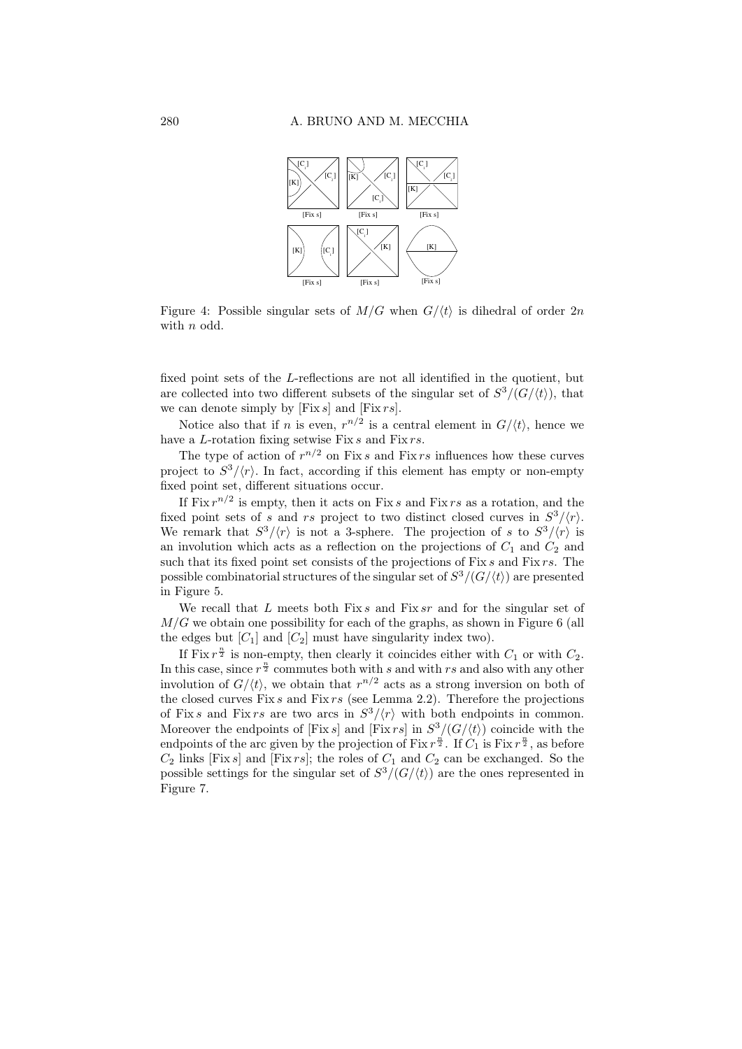Figure 4: Possible singular sets of $M/G$ when $G/\langle t\rangle$ is dihedral of order $2n$ with $n$ odd.

fixed point sets of the $L$-reflections are not all identified in the quotient, but are collected into two different subsets of the singular set of $S^3/(G/\langle t\rangle)$, that we can denote simply by $[\mathrm{Fix}\, s]$ and $[\mathrm{Fix}\, rs]$.

Notice also that if $n$ is even, $r^{n/2}$ is a central element in $G/\langle t\rangle$, hence we have a $L$-rotation fixing setwise $\mathrm{Fix}\, s$ and $\mathrm{Fix}\, rs$.

The type of action of $r^{n/2}$ on $\mathrm{Fix}\, s$ and $\mathrm{Fix}\, rs$ influences how these curves project to $S^3/\langle r\rangle$. In fact, according if this element has empty or non-empty fixed point set, different situations occur.

If $\mathrm{Fix}\, r^{n/2}$ is empty, then it acts on $\mathrm{Fix}\, s$ and $\mathrm{Fix}\, rs$ as a rotation, and the fixed point sets of $s$ and $rs$ project to two distinct closed curves in $S^3/\langle r\rangle$. We remark that $S^3/\langle r\rangle$ is not a 3-sphere. The projection of $s$ to $S^3/\langle r\rangle$ is an involution which acts as a reflection on the projections of $C_1$ and $C_2$ and such that its fixed point set consists of the projections of $\mathrm{Fix}\, s$ and $\mathrm{Fix}\, rs$. The possible combinatorial structures of the singular set of $S^3/(G/\langle t\rangle)$ are presented in Figure 5.

We recall that $L$ meets both $\mathrm{Fix}\, s$ and $\mathrm{Fix}\, sr$ and for the singular set of $M/G$ we obtain one possibility for each of the graphs, as shown in Figure 6 (all the edges but $[C_1]$ and $[C_2]$ must have singularity index two).

If $\mathrm{Fix}\, r^{\frac{n}{2}}$ is non-empty, then clearly it coincides either with $C_1$ or with $C_2$. In this case, since $r^{\frac{n}{2}}$ commutes both with $s$ and with $rs$ and also with any other involution of $G/\langle t\rangle$, we obtain that $r^{n/2}$ acts as a strong inversion on both of the closed curves $\mathrm{Fix}\, s$ and $\mathrm{Fix}\, rs$ (see Lemma 2.2). Therefore the projections of $\mathrm{Fix}\, s$ and $\mathrm{Fix}\, rs$ are two arcs in $S^3/\langle r\rangle$ with both endpoints in common. Moreover the endpoints of $[\mathrm{Fix}\, s]$ and $[\mathrm{Fix}\, rs]$ in $S^3/(G/\langle t\rangle)$ coincide with the endpoints of the arc given by the projection of $\mathrm{Fix}\, r^{\frac{n}{2}}$. If $C_1$ is $\mathrm{Fix}\, r^{\frac{n}{2}}$, as before $C_2$ links $[\mathrm{Fix}\, s]$ and $[\mathrm{Fix}\, rs]$; the roles of $C_1$ and $C_2$ can be exchanged. So the possible settings for the singular set of $S^3/(G/\langle t\rangle)$ are the ones represented in Figure 7.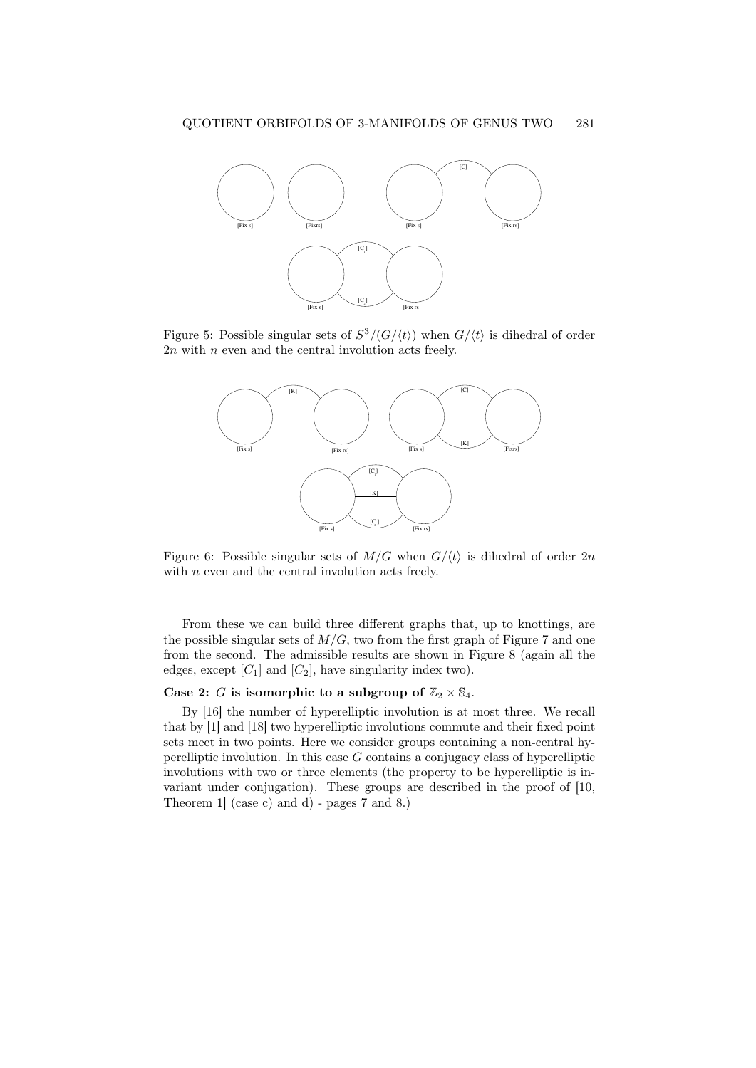Figure 5: Possible singular sets of $S^3/(G/\langle t\rangle)$ when $G/\langle t\rangle$ is dihedral of order $2n$ with $n$ even and the central involution acts freely.

Figure 6: Possible singular sets of $M/G$ when $G/\langle t\rangle$ is dihedral of order $2n$ with $n$ even and the central involution acts freely.

From these we can build three different graphs that, up to knottings, are the possible singular sets of $M/G$, two from the first graph of Figure 7 and one from the second. The admissible results are shown in Figure 8 (again all the edges, except $[C_1]$ and $[C_2]$, have singularity index two).

**Case 2: $G$ is isomorphic to a subgroup of $\mathbb{Z}_2 \times \mathbb{S}_4$.**

By [16] the number of hyperelliptic involution is at most three. We recall that by [1] and [18] two hyperelliptic involutions commute and their fixed point sets meet in two points. Here we consider groups containing a non-central hyperelliptic involution. In this case $G$ contains a conjugacy class of hyperelliptic involutions with two or three elements (the property to be hyperelliptic is invariant under conjugation). These groups are described in the proof of [10, Theorem 1] (case c) and d) - pages 7 and 8.)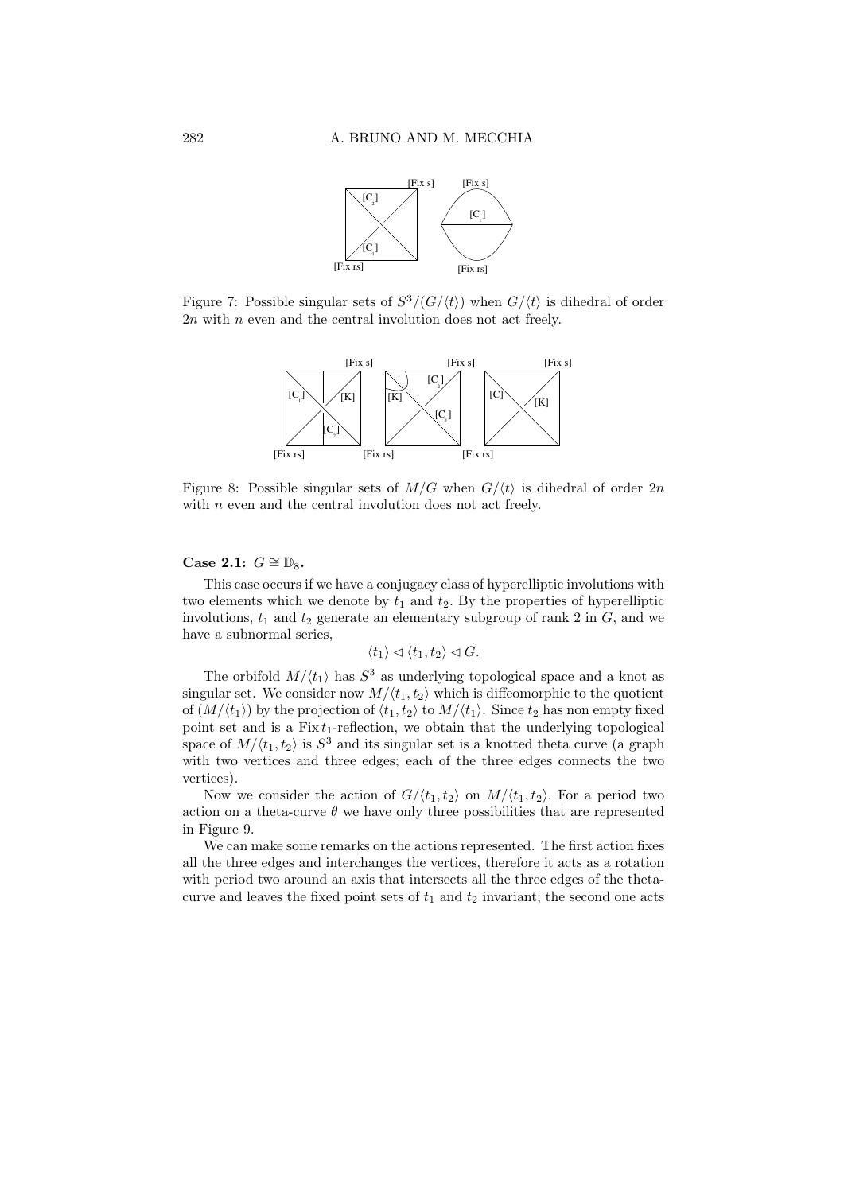Figure 7: Possible singular sets of $S^3/(G/\langle t\rangle)$ when $G/\langle t\rangle$ is dihedral of order $2n$ with $n$ even and the central involution does not act freely.

Figure 8: Possible singular sets of $M/G$ when $G/\langle t\rangle$ is dihedral of order $2n$ with $n$ even and the central involution does not act freely.

**Case 2.1:** $G \cong \mathbb{D}_8$**.**

This case occurs if we have a conjugacy class of hyperelliptic involutions with two elements which we denote by $t_1$ and $t_2$. By the properties of hyperelliptic involutions, $t_1$ and $t_2$ generate an elementary subgroup of rank 2 in $G$, and we have a subnormal series,

$$\langle t_1\rangle \lhd \langle t_1, t_2\rangle \lhd G.$$

The orbifold $M/\langle t_1\rangle$ has $S^3$ as underlying topological space and a knot as singular set. We consider now $M/\langle t_1, t_2\rangle$ which is diffeomorphic to the quotient of $(M/\langle t_1\rangle)$ by the projection of $\langle t_1, t_2\rangle$ to $M/\langle t_1\rangle$. Since $t_2$ has non empty fixed point set and is a $\mathrm{Fix}\, t_1$-reflection, we obtain that the underlying topological space of $M/\langle t_1, t_2\rangle$ is $S^3$ and its singular set is a knotted theta curve (a graph with two vertices and three edges; each of the three edges connects the two vertices).

Now we consider the action of $G/\langle t_1, t_2\rangle$ on $M/\langle t_1, t_2\rangle$. For a period two action on a theta-curve $\theta$ we have only three possibilities that are represented in Figure 9.

We can make some remarks on the actions represented. The first action fixes all the three edges and interchanges the vertices, therefore it acts as a rotation with period two around an axis that intersects all the three edges of the theta-curve and leaves the fixed point sets of $t_1$ and $t_2$ invariant; the second one acts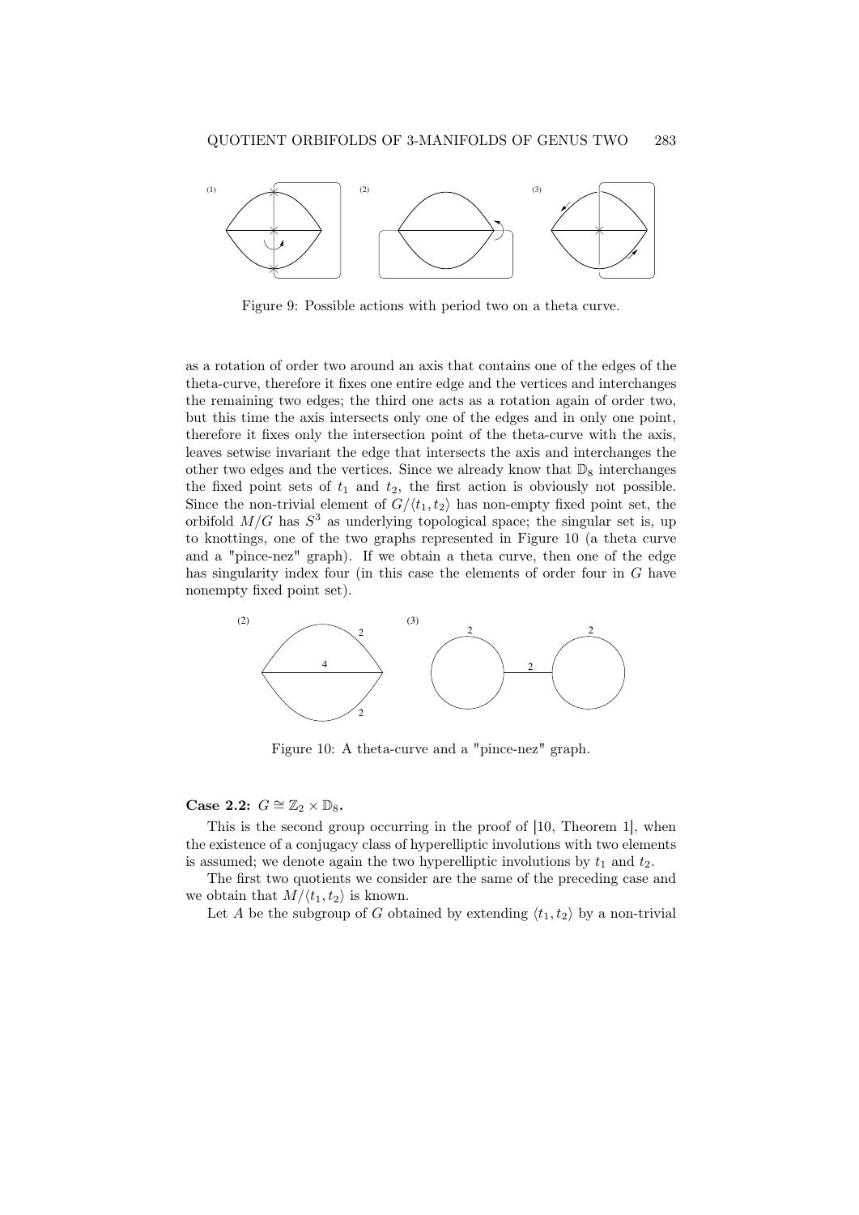Figure 9: Possible actions with period two on a theta curve.

as a rotation of order two around an axis that contains one of the edges of the theta-curve, therefore it fixes one entire edge and the vertices and interchanges the remaining two edges; the third one acts as a rotation again of order two, but this time the axis intersects only one of the edges and in only one point, therefore it fixes only the intersection point of the theta-curve with the axis, leaves setwise invariant the edge that intersects the axis and interchanges the other two edges and the vertices. Since we already know that $\mathbb{D}_8$ interchanges the fixed point sets of $t_1$ and $t_2$, the first action is obviously not possible. Since the non-trivial element of $G/\langle t_1, t_2\rangle$ has non-empty fixed point set, the orbifold $M/G$ has $S^3$ as underlying topological space; the singular set is, up to knottings, one of the two graphs represented in Figure 10 (a theta curve and a "pince-nez" graph). If we obtain a theta curve, then one of the edge has singularity index four (in this case the elements of order four in $G$ have nonempty fixed point set).

Figure 10: A theta-curve and a "pince-nez" graph.

**Case 2.2:** $G \cong \mathbb{Z}_2 \times \mathbb{D}_8$**.**

This is the second group occurring in the proof of [10, Theorem 1], when the existence of a conjugacy class of hyperelliptic involutions with two elements is assumed; we denote again the two hyperelliptic involutions by $t_1$ and $t_2$.

The first two quotients we consider are the same of the preceding case and we obtain that $M/\langle t_1, t_2\rangle$ is known.

Let $A$ be the subgroup of $G$ obtained by extending $\langle t_1, t_2\rangle$ by a non-trivial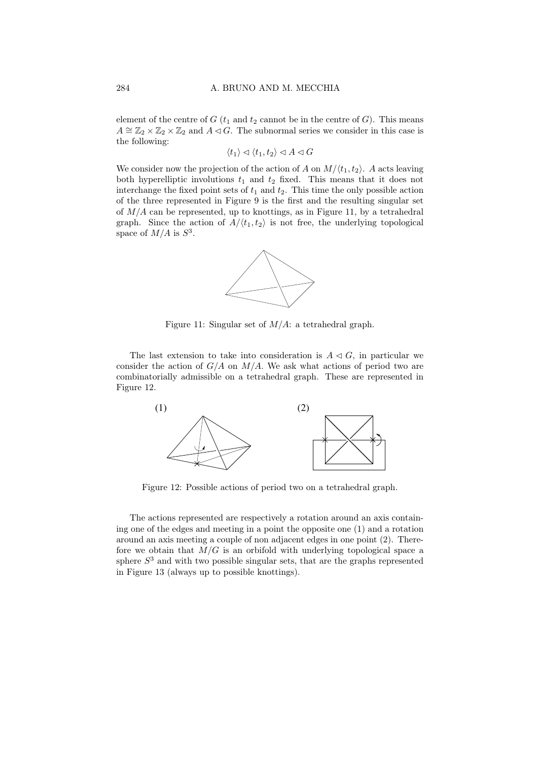element of the centre of $G$ ($t_1$ and $t_2$ cannot be in the centre of $G$). This means $A \cong \mathbb{Z}_2 \times \mathbb{Z}_2 \times \mathbb{Z}_2$ and $A \lhd G$. The subnormal series we consider in this case is the following:

$$\langle t_1 \rangle \lhd \langle t_1, t_2 \rangle \lhd A \lhd G$$

We consider now the projection of the action of $A$ on $M/\langle t_1, t_2 \rangle$. $A$ acts leaving both hyperelliptic involutions $t_1$ and $t_2$ fixed. This means that it does not interchange the fixed point sets of $t_1$ and $t_2$. This time the only possible action of the three represented in Figure 9 is the first and the resulting singular set of $M/A$ can be represented, up to knottings, as in Figure 11, by a tetrahedral graph. Since the action of $A/\langle t_1, t_2 \rangle$ is not free, the underlying topological space of $M/A$ is $S^3$.

Figure 11: Singular set of $M/A$: a tetrahedral graph.

The last extension to take into consideration is $A \lhd G$, in particular we consider the action of $G/A$ on $M/A$. We ask what actions of period two are combinatorially admissible on a tetrahedral graph. These are represented in Figure 12.

Figure 12: Possible actions of period two on a tetrahedral graph.

The actions represented are respectively a rotation around an axis containing one of the edges and meeting in a point the opposite one (1) and a rotation around an axis meeting a couple of non adjacent edges in one point (2). Therefore we obtain that $M/G$ is an orbifold with underlying topological space a sphere $S^3$ and with two possible singular sets, that are the graphs represented in Figure 13 (always up to possible knottings).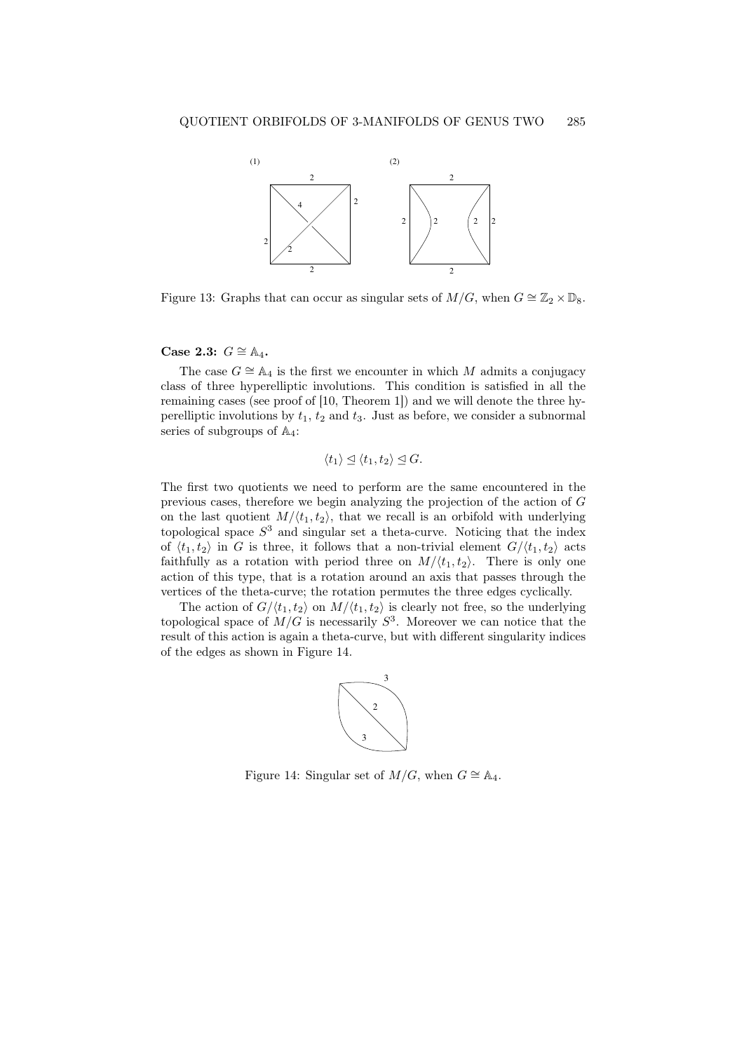Figure 13: Graphs that can occur as singular sets of $M/G$, when $G \cong \mathbb{Z}_2 \times \mathbb{D}_8$.

**Case 2.3:** $G \cong \mathbb{A}_4$**.**

The case $G \cong \mathbb{A}_4$ is the first we encounter in which $M$ admits a conjugacy class of three hyperelliptic involutions. This condition is satisfied in all the remaining cases (see proof of [10, Theorem 1]) and we will denote the three hyperelliptic involutions by $t_1$, $t_2$ and $t_3$. Just as before, we consider a subnormal series of subgroups of $\mathbb{A}_4$:

$$\langle t_1 \rangle \trianglelefteq \langle t_1, t_2 \rangle \trianglelefteq G.$$

The first two quotients we need to perform are the same encountered in the previous cases, therefore we begin analyzing the projection of the action of $G$ on the last quotient $M/\langle t_1, t_2 \rangle$, that we recall is an orbifold with underlying topological space $S^3$ and singular set a theta-curve. Noticing that the index of $\langle t_1, t_2 \rangle$ in $G$ is three, it follows that a non-trivial element $G/\langle t_1, t_2 \rangle$ acts faithfully as a rotation with period three on $M/\langle t_1, t_2 \rangle$. There is only one action of this type, that is a rotation around an axis that passes through the vertices of the theta-curve; the rotation permutes the three edges cyclically.

The action of $G/\langle t_1, t_2 \rangle$ on $M/\langle t_1, t_2 \rangle$ is clearly not free, so the underlying topological space of $M/G$ is necessarily $S^3$. Moreover we can notice that the result of this action is again a theta-curve, but with different singularity indices of the edges as shown in Figure 14.

Figure 14: Singular set of $M/G$, when $G \cong \mathbb{A}_4$.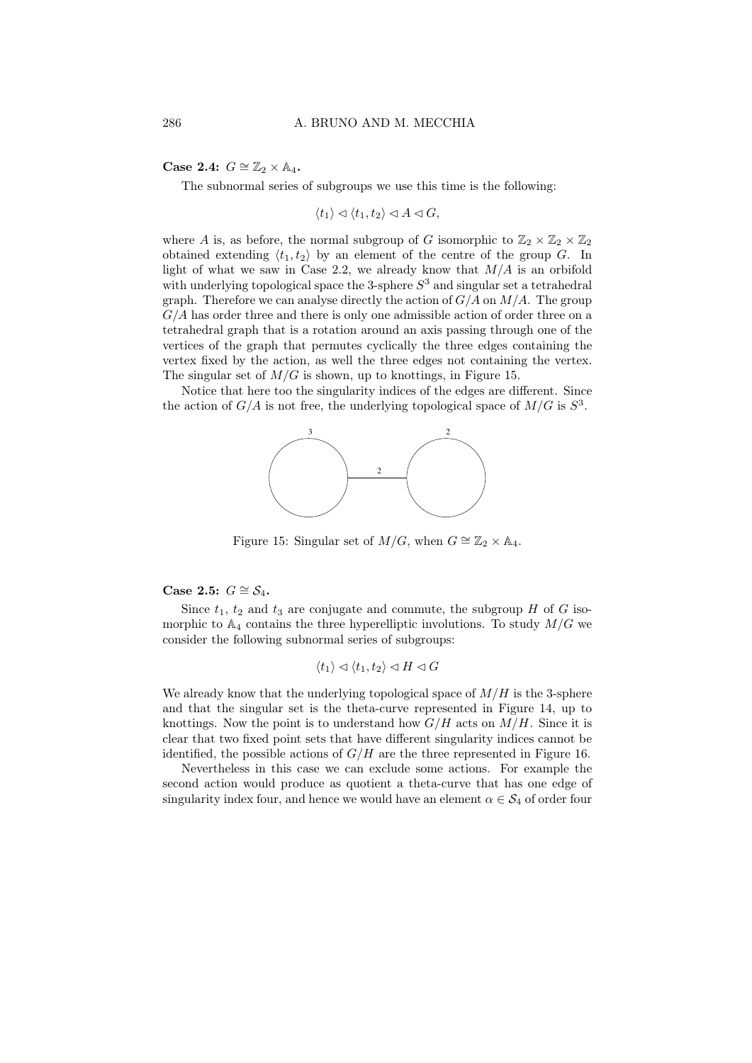**Case 2.4:** $G \cong \mathbb{Z}_2 \times \mathbb{A}_4$**.**

The subnormal series of subgroups we use this time is the following:

$$\langle t_1 \rangle \lhd \langle t_1, t_2 \rangle \lhd A \lhd G,$$

where $A$ is, as before, the normal subgroup of $G$ isomorphic to $\mathbb{Z}_2 \times \mathbb{Z}_2 \times \mathbb{Z}_2$ obtained extending $\langle t_1, t_2 \rangle$ by an element of the centre of the group $G$. In light of what we saw in Case 2.2, we already know that $M/A$ is an orbifold with underlying topological space the 3-sphere $S^3$ and singular set a tetrahedral graph. Therefore we can analyse directly the action of $G/A$ on $M/A$. The group $G/A$ has order three and there is only one admissible action of order three on a tetrahedral graph that is a rotation around an axis passing through one of the vertices of the graph that permutes cyclically the three edges containing the vertex fixed by the action, as well the three edges not containing the vertex. The singular set of $M/G$ is shown, up to knottings, in Figure 15.

Notice that here too the singularity indices of the edges are different. Since the action of $G/A$ is not free, the underlying topological space of $M/G$ is $S^3$.

Figure 15: Singular set of $M/G$, when $G \cong \mathbb{Z}_2 \times \mathbb{A}_4$.

**Case 2.5:** $G \cong \mathcal{S}_4$**.**

Since $t_1$, $t_2$ and $t_3$ are conjugate and commute, the subgroup $H$ of $G$ isomorphic to $\mathbb{A}_4$ contains the three hyperelliptic involutions. To study $M/G$ we consider the following subnormal series of subgroups:

$$\langle t_1 \rangle \lhd \langle t_1, t_2 \rangle \lhd H \lhd G$$

We already know that the underlying topological space of $M/H$ is the 3-sphere and that the singular set is the theta-curve represented in Figure 14, up to knottings. Now the point is to understand how $G/H$ acts on $M/H$. Since it is clear that two fixed point sets that have different singularity indices cannot be identified, the possible actions of $G/H$ are the three represented in Figure 16.

Nevertheless in this case we can exclude some actions. For example the second action would produce as quotient a theta-curve that has one edge of singularity index four, and hence we would have an element $\alpha \in \mathcal{S}_4$ of order four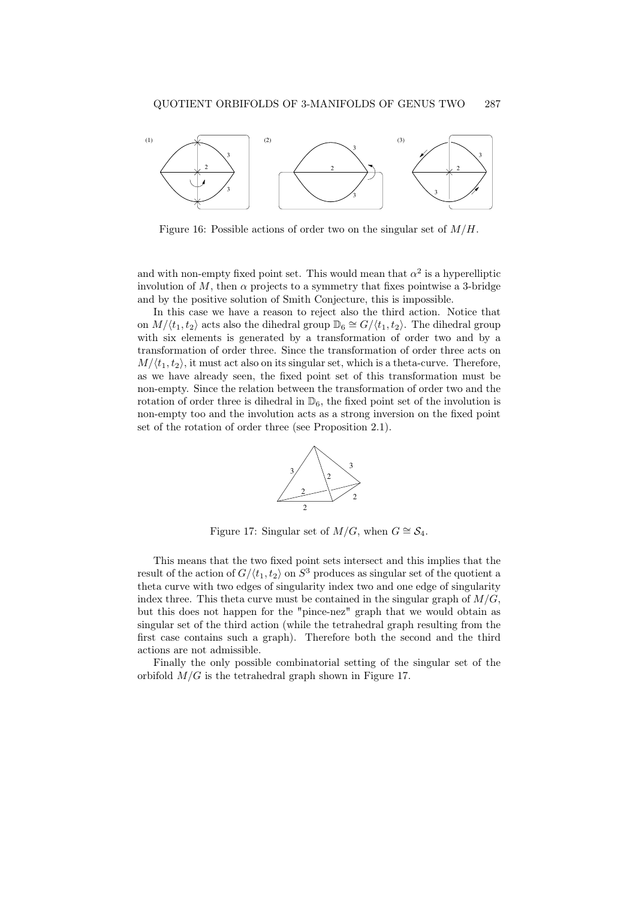Figure 16: Possible actions of order two on the singular set of $M/H$.

and with non-empty fixed point set. This would mean that $\alpha^2$ is a hyperelliptic involution of $M$, then $\alpha$ projects to a symmetry that fixes pointwise a 3-bridge and by the positive solution of Smith Conjecture, this is impossible.

In this case we have a reason to reject also the third action. Notice that on $M/\langle t_1, t_2\rangle$ acts also the dihedral group $\mathbb{D}_6 \cong G/\langle t_1, t_2\rangle$. The dihedral group with six elements is generated by a transformation of order two and by a transformation of order three. Since the transformation of order three acts on $M/\langle t_1, t_2\rangle$, it must act also on its singular set, which is a theta-curve. Therefore, as we have already seen, the fixed point set of this transformation must be non-empty. Since the relation between the transformation of order two and the rotation of order three is dihedral in $\mathbb{D}_6$, the fixed point set of the involution is non-empty too and the involution acts as a strong inversion on the fixed point set of the rotation of order three (see Proposition 2.1).

Figure 17: Singular set of $M/G$, when $G \cong \mathcal{S}_4$.

This means that the two fixed point sets intersect and this implies that the result of the action of $G/\langle t_1, t_2\rangle$ on $S^3$ produces as singular set of the quotient a theta curve with two edges of singularity index two and one edge of singularity index three. This theta curve must be contained in the singular graph of $M/G$, but this does not happen for the "pince-nez" graph that we would obtain as singular set of the third action (while the tetrahedral graph resulting from the first case contains such a graph). Therefore both the second and the third actions are not admissible.

Finally the only possible combinatorial setting of the singular set of the orbifold $M/G$ is the tetrahedral graph shown in Figure 17.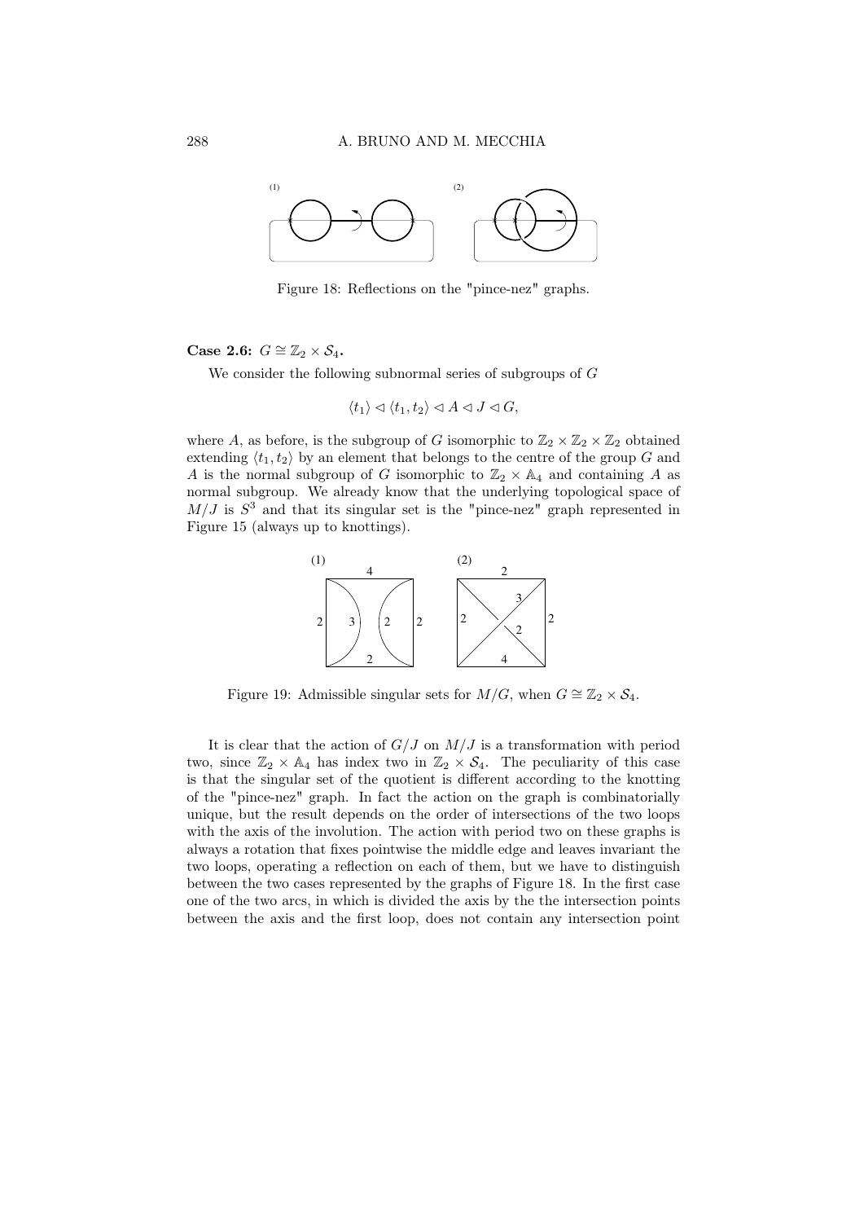Figure 18: Reflections on the "pince-nez" graphs.

**Case 2.6:** $G \cong \mathbb{Z}_2 \times \mathcal{S}_4$**.**

We consider the following subnormal series of subgroups of $G$

$$\langle t_1 \rangle \lhd \langle t_1, t_2 \rangle \lhd A \lhd J \lhd G,$$

where $A$, as before, is the subgroup of $G$ isomorphic to $\mathbb{Z}_2 \times \mathbb{Z}_2 \times \mathbb{Z}_2$ obtained extending $\langle t_1, t_2 \rangle$ by an element that belongs to the centre of the group $G$ and $A$ is the normal subgroup of $G$ isomorphic to $\mathbb{Z}_2 \times \mathbb{A}_4$ and containing $A$ as normal subgroup. We already know that the underlying topological space of $M/J$ is $S^3$ and that its singular set is the "pince-nez" graph represented in Figure 15 (always up to knottings).

Figure 19: Admissible singular sets for $M/G$, when $G \cong \mathbb{Z}_2 \times \mathcal{S}_4$.

It is clear that the action of $G/J$ on $M/J$ is a transformation with period two, since $\mathbb{Z}_2 \times \mathbb{A}_4$ has index two in $\mathbb{Z}_2 \times \mathcal{S}_4$. The peculiarity of this case is that the singular set of the quotient is different according to the knotting of the "pince-nez" graph. In fact the action on the graph is combinatorially unique, but the result depends on the order of intersections of the two loops with the axis of the involution. The action with period two on these graphs is always a rotation that fixes pointwise the middle edge and leaves invariant the two loops, operating a reflection on each of them, but we have to distinguish between the two cases represented by the graphs of Figure 18. In the first case one of the two arcs, in which is divided the axis by the the intersection points between the axis and the first loop, does not contain any intersection point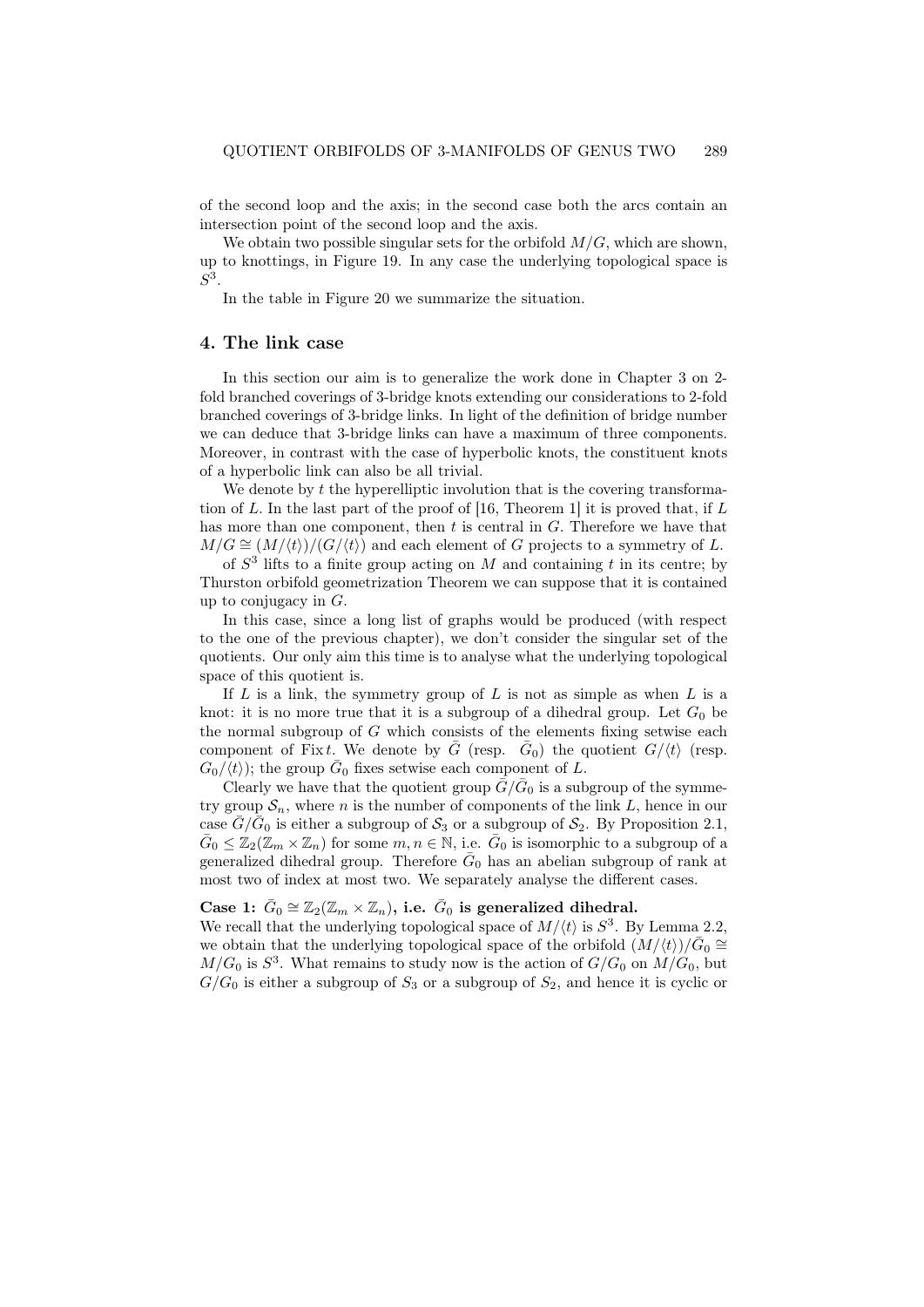of the second loop and the axis; in the second case both the arcs contain an intersection point of the second loop and the axis.

We obtain two possible singular sets for the orbifold $M/G$, which are shown, up to knottings, in Figure 19. In any case the underlying topological space is $S^3$.

In the table in Figure 20 we summarize the situation.

## 4. The link case

In this section our aim is to generalize the work done in Chapter 3 on 2-fold branched coverings of 3-bridge knots extending our considerations to 2-fold branched coverings of 3-bridge links. In light of the definition of bridge number we can deduce that 3-bridge links can have a maximum of three components. Moreover, in contrast with the case of hyperbolic knots, the constituent knots of a hyperbolic link can also be all trivial.

We denote by $t$ the hyperelliptic involution that is the covering transformation of $L$. In the last part of the proof of [16, Theorem 1] it is proved that, if $L$ has more than one component, then $t$ is central in $G$. Therefore we have that $M/G \cong (M/\langle t\rangle)/(G/\langle t\rangle)$ and each element of $G$ projects to a symmetry of $L$.

of $S^3$ lifts to a finite group acting on $M$ and containing $t$ in its centre; by Thurston orbifold geometrization Theorem we can suppose that it is contained up to conjugacy in $G$.

In this case, since a long list of graphs would be produced (with respect to the one of the previous chapter), we don't consider the singular set of the quotients. Our only aim this time is to analyse what the underlying topological space of this quotient is.

If $L$ is a link, the symmetry group of $L$ is not as simple as when $L$ is a knot: it is no more true that it is a subgroup of a dihedral group. Let $G_0$ be the normal subgroup of $G$ which consists of the elements fixing setwise each component of $\mathrm{Fix}\, t$. We denote by $\bar{G}$ (resp. $\bar{G}_0$) the quotient $G/\langle t\rangle$ (resp. $G_0/\langle t\rangle$); the group $\bar{G}_0$ fixes setwise each component of $L$.

Clearly we have that the quotient group $\bar{G}/\bar{G}_0$ is a subgroup of the symmetry group $\mathcal{S}_n$, where $n$ is the number of components of the link $L$, hence in our case $\bar{G}/\bar{G}_0$ is either a subgroup of $\mathcal{S}_3$ or a subgroup of $\mathcal{S}_2$. By Proposition 2.1, $\bar{G}_0 \leq \mathbb{Z}_2(\mathbb{Z}_m \times \mathbb{Z}_n)$ for some $m, n \in \mathbb{N}$, i.e. $\bar{G}_0$ is isomorphic to a subgroup of a generalized dihedral group. Therefore $\bar{G}_0$ has an abelian subgroup of rank at most two of index at most two. We separately analyse the different cases.

**Case 1: $\bar{G}_0 \cong \mathbb{Z}_2(\mathbb{Z}_m \times \mathbb{Z}_n)$, i.e. $\bar{G}_0$ is generalized dihedral.**
We recall that the underlying topological space of $M/\langle t\rangle$ is $S^3$. By Lemma 2.2, we obtain that the underlying topological space of the orbifold $(M/\langle t\rangle)/\bar{G}_0 \cong M/G_0$ is $S^3$. What remains to study now is the action of $G/G_0$ on $M/G_0$, but $G/G_0$ is either a subgroup of $S_3$ or a subgroup of $S_2$, and hence it is cyclic or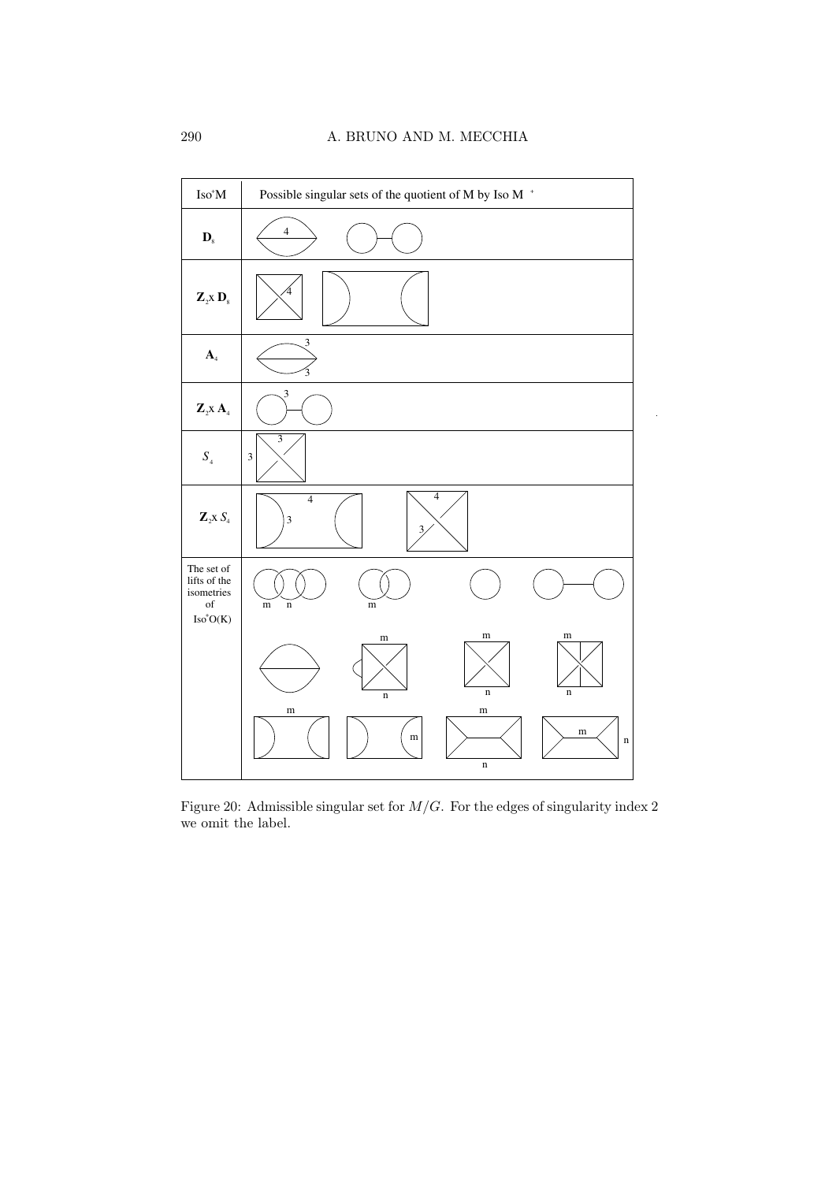| $Iso^+M$ | Possible singular sets of the quotient of M by Iso M $^+$ |
|---|---|
| $\mathbf{D}_8$ | |
| $\mathbf{Z}_2 \times \mathbf{D}_8$ | |
| $\mathbf{A}_4$ | |
| $\mathbf{Z}_2 \times \mathbf{A}_4$ | |
| $S_4$ | |
| $\mathbf{Z}_2 \times S_4$ | |
| The set of lifts of the isometries of $Iso^+O(K)$ | |

Figure 20: Admissible singular set for $M/G$. For the edges of singularity index 2 we omit the label.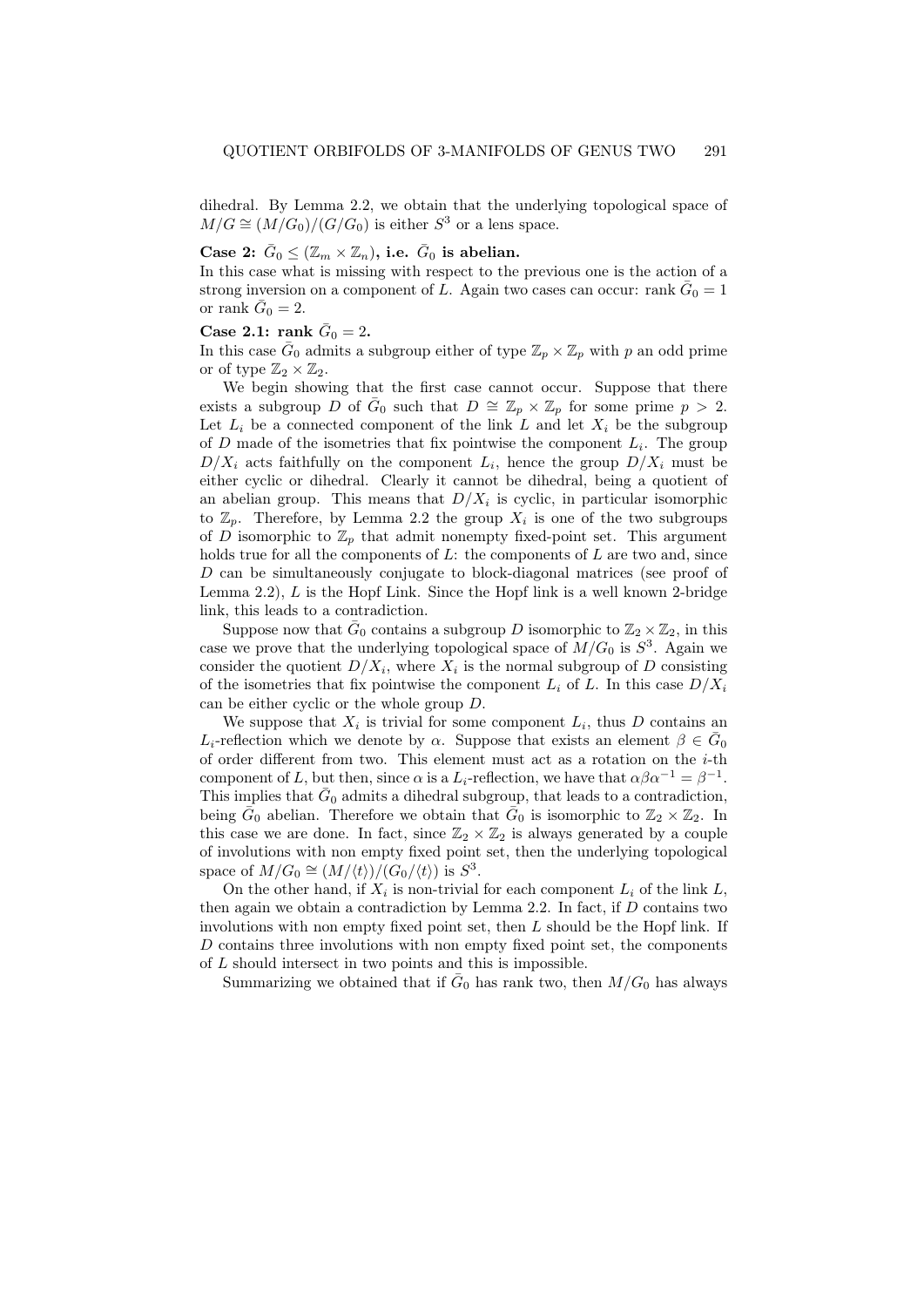dihedral. By Lemma 2.2, we obtain that the underlying topological space of $M/G \cong (M/G_0)/(G/G_0)$ is either $S^3$ or a lens space.

**Case 2: $\bar{G}_0 \leq (\mathbb{Z}_m \times \mathbb{Z}_n)$, i.e. $\bar{G}_0$ is abelian.**

In this case what is missing with respect to the previous one is the action of a strong inversion on a component of $L$. Again two cases can occur: rank $\bar{G}_0 = 1$ or rank $\bar{G}_0 = 2$.

**Case 2.1: rank $\bar{G}_0 = 2$.**

In this case $\bar{G}_0$ admits a subgroup either of type $\mathbb{Z}_p \times \mathbb{Z}_p$ with $p$ an odd prime or of type $\mathbb{Z}_2 \times \mathbb{Z}_2$.

We begin showing that the first case cannot occur. Suppose that there exists a subgroup $D$ of $\bar{G}_0$ such that $D \cong \mathbb{Z}_p \times \mathbb{Z}_p$ for some prime $p > 2$. Let $L_i$ be a connected component of the link $L$ and let $X_i$ be the subgroup of $D$ made of the isometries that fix pointwise the component $L_i$. The group $D/X_i$ acts faithfully on the component $L_i$, hence the group $D/X_i$ must be either cyclic or dihedral. Clearly it cannot be dihedral, being a quotient of an abelian group. This means that $D/X_i$ is cyclic, in particular isomorphic to $\mathbb{Z}_p$. Therefore, by Lemma 2.2 the group $X_i$ is one of the two subgroups of $D$ isomorphic to $\mathbb{Z}_p$ that admit nonempty fixed-point set. This argument holds true for all the components of $L$: the components of $L$ are two and, since $D$ can be simultaneously conjugate to block-diagonal matrices (see proof of Lemma 2.2), $L$ is the Hopf Link. Since the Hopf link is a well known 2-bridge link, this leads to a contradiction.

Suppose now that $\bar{G}_0$ contains a subgroup $D$ isomorphic to $\mathbb{Z}_2 \times \mathbb{Z}_2$, in this case we prove that the underlying topological space of $M/G_0$ is $S^3$. Again we consider the quotient $D/X_i$, where $X_i$ is the normal subgroup of $D$ consisting of the isometries that fix pointwise the component $L_i$ of $L$. In this case $D/X_i$ can be either cyclic or the whole group $D$.

We suppose that $X_i$ is trivial for some component $L_i$, thus $D$ contains an $L_i$-reflection which we denote by $\alpha$. Suppose that exists an element $\beta \in \bar{G}_0$ of order different from two. This element must act as a rotation on the $i$-th component of $L$, but then, since $\alpha$ is a $L_i$-reflection, we have that $\alpha\beta\alpha^{-1} = \beta^{-1}$. This implies that $\bar{G}_0$ admits a dihedral subgroup, that leads to a contradiction, being $\bar{G}_0$ abelian. Therefore we obtain that $\bar{G}_0$ is isomorphic to $\mathbb{Z}_2 \times \mathbb{Z}_2$. In this case we are done. In fact, since $\mathbb{Z}_2 \times \mathbb{Z}_2$ is always generated by a couple of involutions with non empty fixed point set, then the underlying topological space of $M/G_0 \cong (M/\langle t\rangle)/(G_0/\langle t\rangle)$ is $S^3$.

On the other hand, if $X_i$ is non-trivial for each component $L_i$ of the link $L$, then again we obtain a contradiction by Lemma 2.2. In fact, if $D$ contains two involutions with non empty fixed point set, then $L$ should be the Hopf link. If $D$ contains three involutions with non empty fixed point set, the components of $L$ should intersect in two points and this is impossible.

Summarizing we obtained that if $\bar{G}_0$ has rank two, then $M/G_0$ has always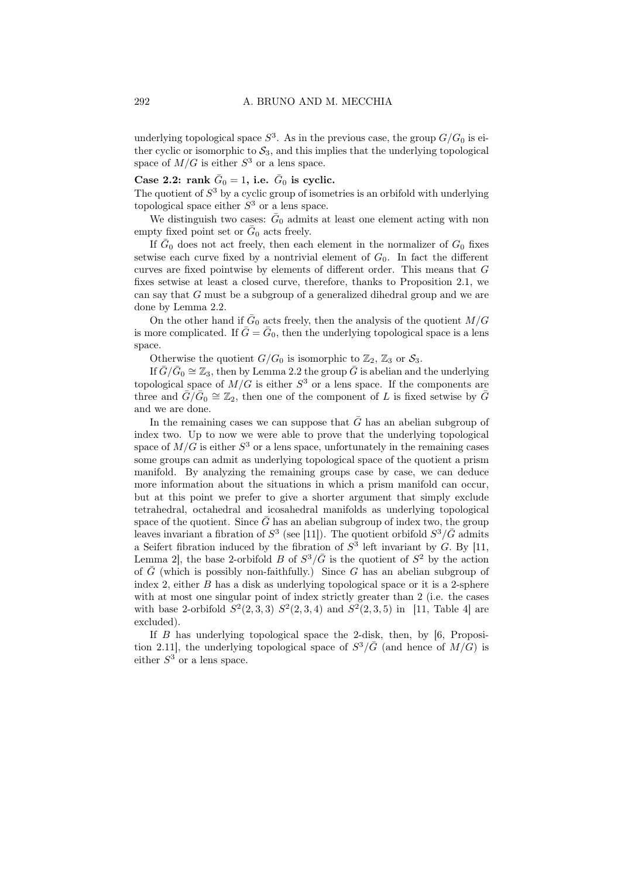underlying topological space $S^3$. As in the previous case, the group $G/G_0$ is either cyclic or isomorphic to $\mathcal{S}_3$, and this implies that the underlying topological space of $M/G$ is either $S^3$ or a lens space.

**Case 2.2: rank $\bar{G}_0 = 1$, i.e. $\bar{G}_0$ is cyclic.**

The quotient of $S^3$ by a cyclic group of isometries is an orbifold with underlying topological space either $S^3$ or a lens space.

We distinguish two cases: $\bar{G}_0$ admits at least one element acting with non empty fixed point set or $\bar{G}_0$ acts freely.

If $\bar{G}_0$ does not act freely, then each element in the normalizer of $G_0$ fixes setwise each curve fixed by a nontrivial element of $G_0$. In fact the different curves are fixed pointwise by elements of different order. This means that $G$ fixes setwise at least a closed curve, therefore, thanks to Proposition 2.1, we can say that $G$ must be a subgroup of a generalized dihedral group and we are done by Lemma 2.2.

On the other hand if $\bar{G}_0$ acts freely, then the analysis of the quotient $M/G$ is more complicated. If $\bar{G} = \bar{G}_0$, then the underlying topological space is a lens space.

Otherwise the quotient $G/G_0$ is isomorphic to $\mathbb{Z}_2$, $\mathbb{Z}_3$ or $\mathcal{S}_3$.

If $\bar{G}/\bar{G}_0 \cong \mathbb{Z}_3$, then by Lemma 2.2 the group $\bar{G}$ is abelian and the underlying topological space of $M/G$ is either $S^3$ or a lens space. If the components are three and $\bar{G}/\bar{G}_0 \cong \mathbb{Z}_2$, then one of the component of $L$ is fixed setwise by $\bar{G}$ and we are done.

In the remaining cases we can suppose that $\bar{G}$ has an abelian subgroup of index two. Up to now we were able to prove that the underlying topological space of $M/G$ is either $S^3$ or a lens space, unfortunately in the remaining cases some groups can admit as underlying topological space of the quotient a prism manifold. By analyzing the remaining groups case by case, we can deduce more information about the situations in which a prism manifold can occur, but at this point we prefer to give a shorter argument that simply exclude tetrahedral, octahedral and icosahedral manifolds as underlying topological space of the quotient. Since $\bar{G}$ has an abelian subgroup of index two, the group leaves invariant a fibration of $S^3$ (see [11]). The quotient orbifold $S^3/\bar{G}$ admits a Seifert fibration induced by the fibration of $S^3$ left invariant by $G$. By [11, Lemma 2], the base 2-orbifold $B$ of $S^3/\bar{G}$ is the quotient of $S^2$ by the action of $\bar{G}$ (which is possibly non-faithfully.) Since $G$ has an abelian subgroup of index 2, either $B$ has a disk as underlying topological space or it is a 2-sphere with at most one singular point of index strictly greater than 2 (i.e. the cases with base 2-orbifold $S^2(2,3,3)$ $S^2(2,3,4)$ and $S^2(2,3,5)$ in [11, Table 4] are excluded).

If $B$ has underlying topological space the 2-disk, then, by [6, Proposition 2.11], the underlying topological space of $S^3/\bar{G}$ (and hence of $M/G$) is either $S^3$ or a lens space.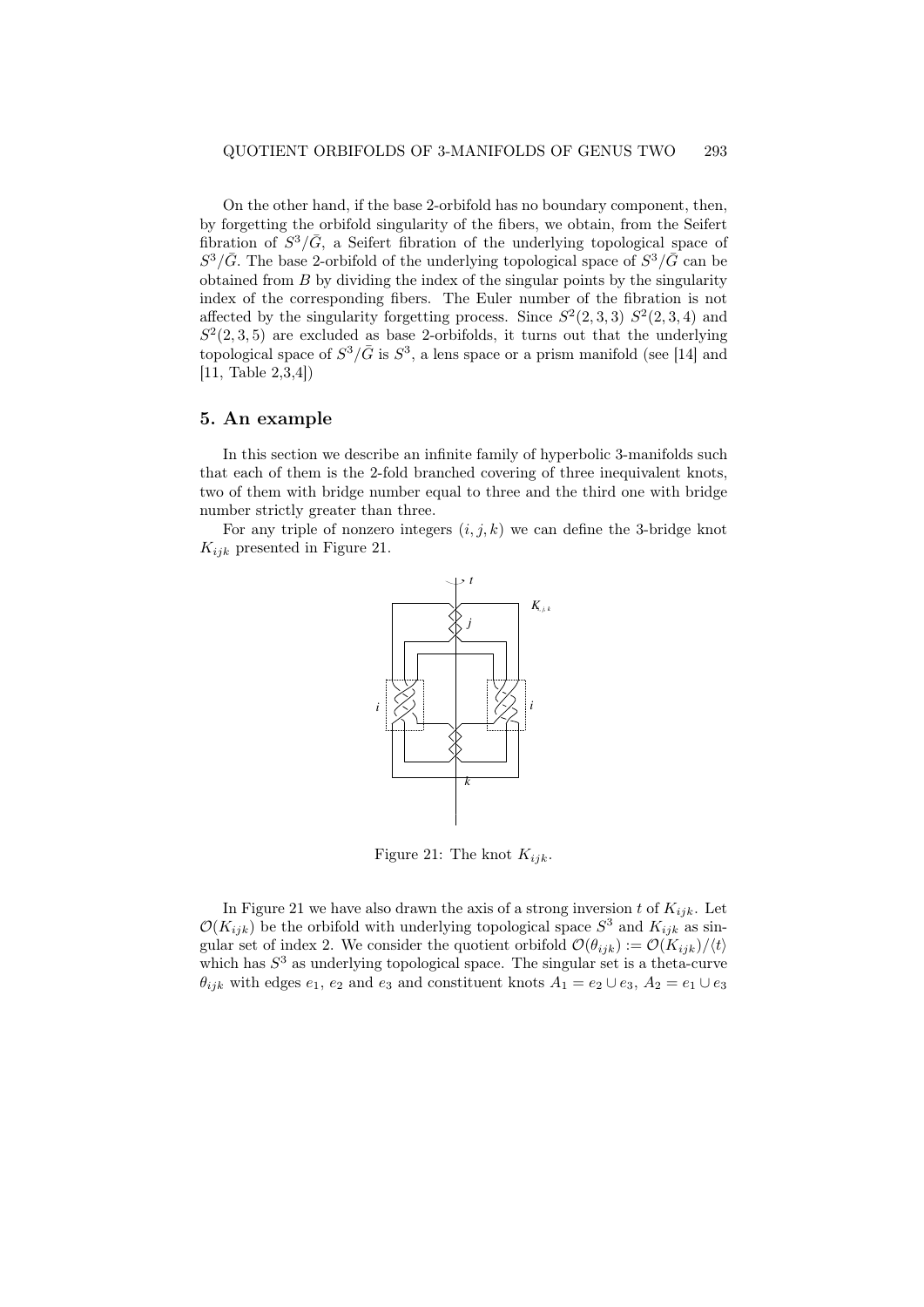On the other hand, if the base 2-orbifold has no boundary component, then, by forgetting the orbifold singularity of the fibers, we obtain, from the Seifert fibration of $S^3/\bar{G}$, a Seifert fibration of the underlying topological space of $S^3/\bar{G}$. The base 2-orbifold of the underlying topological space of $S^3/\bar{G}$ can be obtained from $B$ by dividing the index of the singular points by the singularity index of the corresponding fibers. The Euler number of the fibration is not affected by the singularity forgetting process. Since $S^2(2,3,3)$ $S^2(2,3,4)$ and $S^2(2,3,5)$ are excluded as base 2-orbifolds, it turns out that the underlying topological space of $S^3/\bar{G}$ is $S^3$, a lens space or a prism manifold (see [14] and [11, Table 2,3,4])

## 5. An example

In this section we describe an infinite family of hyperbolic 3-manifolds such that each of them is the 2-fold branched covering of three inequivalent knots, two of them with bridge number equal to three and the third one with bridge number strictly greater than three.

For any triple of nonzero integers $(i, j, k)$ we can define the 3-bridge knot $K_{ijk}$ presented in Figure 21.

Figure 21: The knot $K_{ijk}$.

In Figure 21 we have also drawn the axis of a strong inversion $t$ of $K_{ijk}$. Let $\mathcal{O}(K_{ijk})$ be the orbifold with underlying topological space $S^3$ and $K_{ijk}$ as singular set of index 2. We consider the quotient orbifold $\mathcal{O}(\theta_{ijk}) := \mathcal{O}(K_{ijk})/\langle t\rangle$ which has $S^3$ as underlying topological space. The singular set is a theta-curve $\theta_{ijk}$ with edges $e_1$, $e_2$ and $e_3$ and constituent knots $A_1 = e_2 \cup e_3$, $A_2 = e_1 \cup e_3$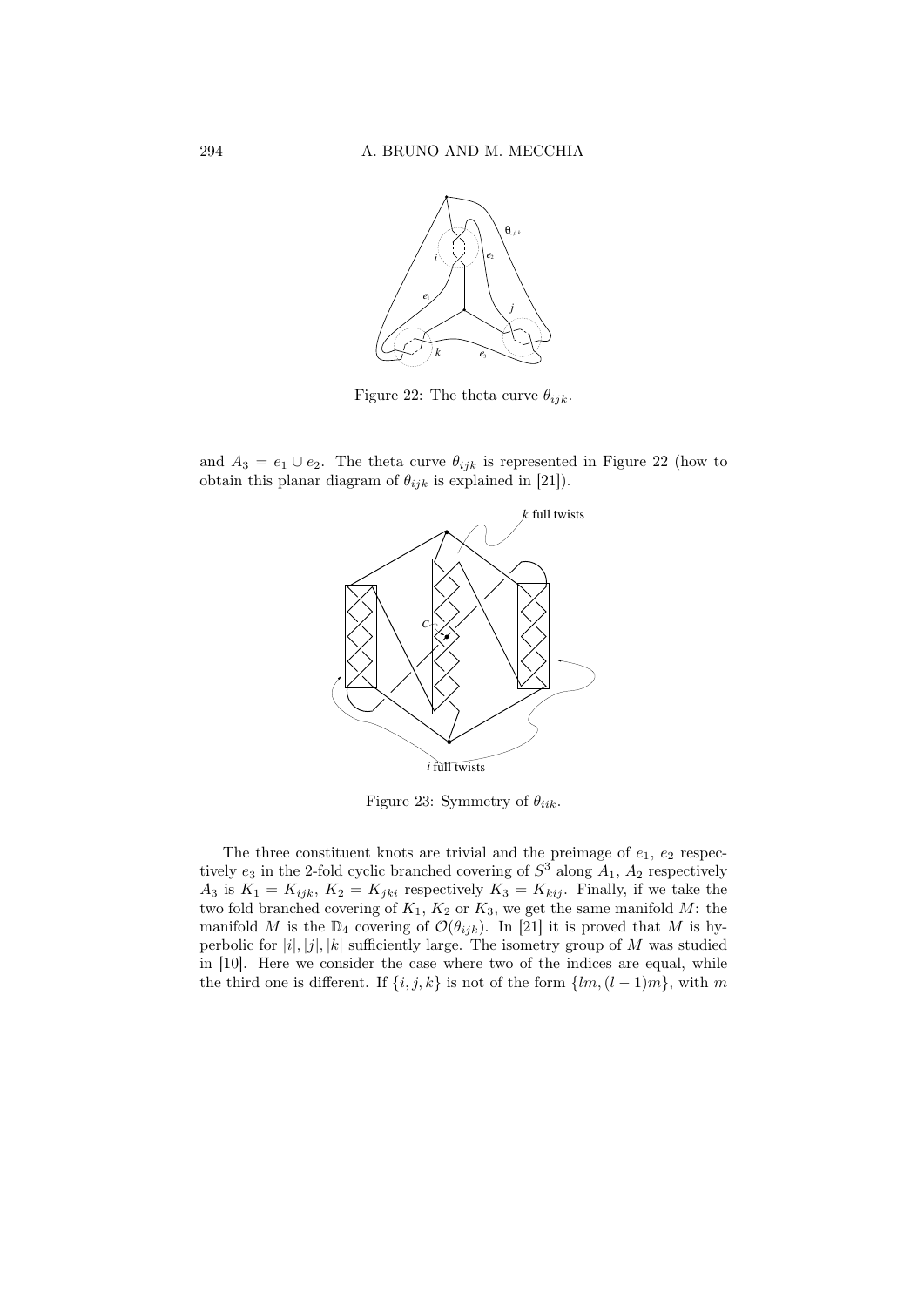Figure 22: The theta curve $\theta_{ijk}$.

and $A_3 = e_1 \cup e_2$. The theta curve $\theta_{ijk}$ is represented in Figure 22 (how to obtain this planar diagram of $\theta_{ijk}$ is explained in [21]).

Figure 23: Symmetry of $\theta_{iik}$.

The three constituent knots are trivial and the preimage of $e_1$, $e_2$ respectively $e_3$ in the 2-fold cyclic branched covering of $S^3$ along $A_1$, $A_2$ respectively $A_3$ is $K_1 = K_{ijk}$, $K_2 = K_{jki}$ respectively $K_3 = K_{kij}$. Finally, if we take the two fold branched covering of $K_1$, $K_2$ or $K_3$, we get the same manifold $M$: the manifold $M$ is the $\mathbb{D}_4$ covering of $\mathcal{O}(\theta_{ijk})$. In [21] it is proved that $M$ is hyperbolic for $|i|, |j|, |k|$ sufficiently large. The isometry group of $M$ was studied in [10]. Here we consider the case where two of the indices are equal, while the third one is different. If $\{i, j, k\}$ is not of the form $\{lm, (l-1)m\}$, with $m$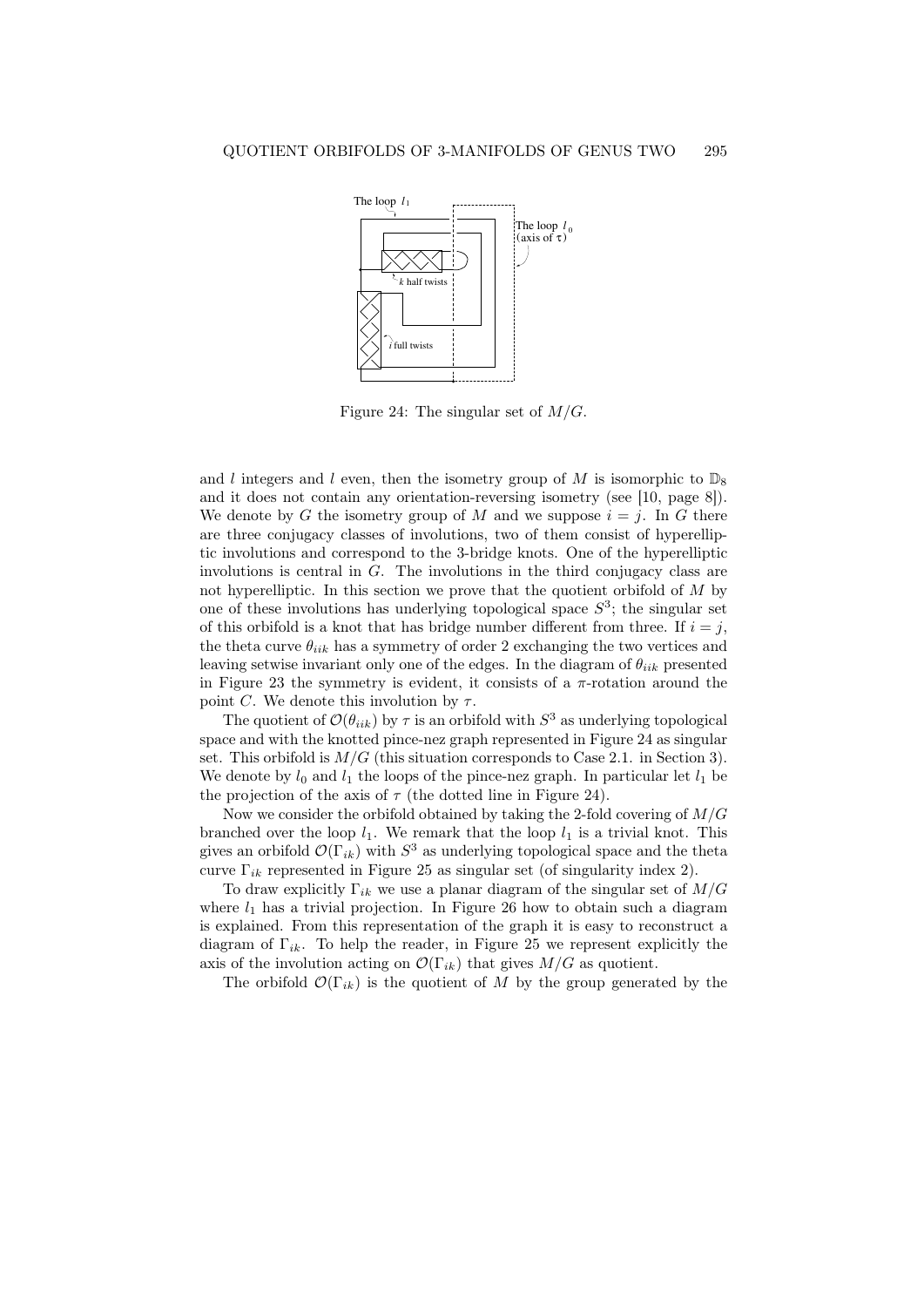Figure 24: The singular set of $M/G$.

and $l$ integers and $l$ even, then the isometry group of $M$ is isomorphic to $\mathbb{D}_8$ and it does not contain any orientation-reversing isometry (see [10, page 8]). We denote by $G$ the isometry group of $M$ and we suppose $i = j$. In $G$ there are three conjugacy classes of involutions, two of them consist of hyperelliptic involutions and correspond to the 3-bridge knots. One of the hyperelliptic involutions is central in $G$. The involutions in the third conjugacy class are not hyperelliptic. In this section we prove that the quotient orbifold of $M$ by one of these involutions has underlying topological space $S^3$; the singular set of this orbifold is a knot that has bridge number different from three. If $i = j$, the theta curve $\theta_{iik}$ has a symmetry of order 2 exchanging the two vertices and leaving setwise invariant only one of the edges. In the diagram of $\theta_{iik}$ presented in Figure 23 the symmetry is evident, it consists of a $\pi$-rotation around the point $C$. We denote this involution by $\tau$.

The quotient of $\mathcal{O}(\theta_{iik})$ by $\tau$ is an orbifold with $S^3$ as underlying topological space and with the knotted pince-nez graph represented in Figure 24 as singular set. This orbifold is $M/G$ (this situation corresponds to Case 2.1. in Section 3). We denote by $l_0$ and $l_1$ the loops of the pince-nez graph. In particular let $l_1$ be the projection of the axis of $\tau$ (the dotted line in Figure 24).

Now we consider the orbifold obtained by taking the 2-fold covering of $M/G$ branched over the loop $l_1$. We remark that the loop $l_1$ is a trivial knot. This gives an orbifold $\mathcal{O}(\Gamma_{ik})$ with $S^3$ as underlying topological space and the theta curve $\Gamma_{ik}$ represented in Figure 25 as singular set (of singularity index 2).

To draw explicitly $\Gamma_{ik}$ we use a planar diagram of the singular set of $M/G$ where $l_1$ has a trivial projection. In Figure 26 how to obtain such a diagram is explained. From this representation of the graph it is easy to reconstruct a diagram of $\Gamma_{ik}$. To help the reader, in Figure 25 we represent explicitly the axis of the involution acting on $\mathcal{O}(\Gamma_{ik})$ that gives $M/G$ as quotient.

The orbifold $\mathcal{O}(\Gamma_{ik})$ is the quotient of $M$ by the group generated by the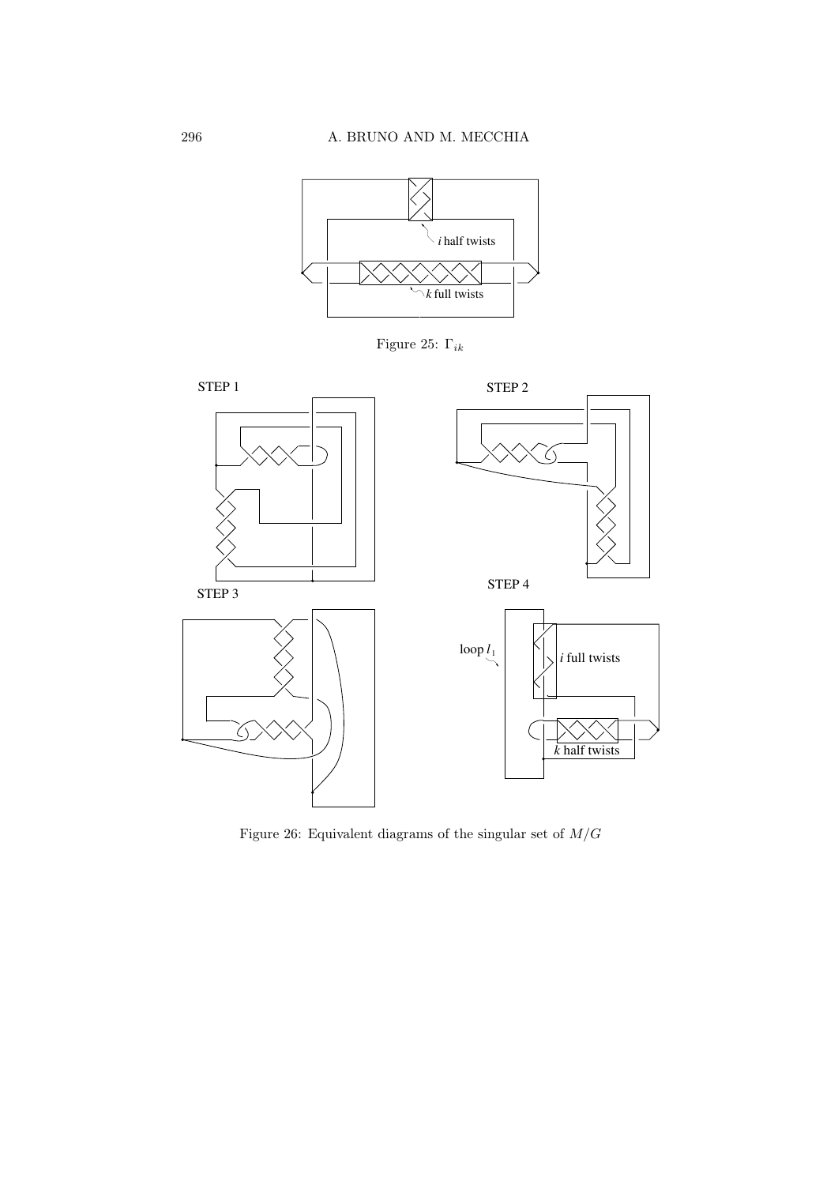Figure 25: $\Gamma_{ik}$

Figure 26: Equivalent diagrams of the singular set of $M/G$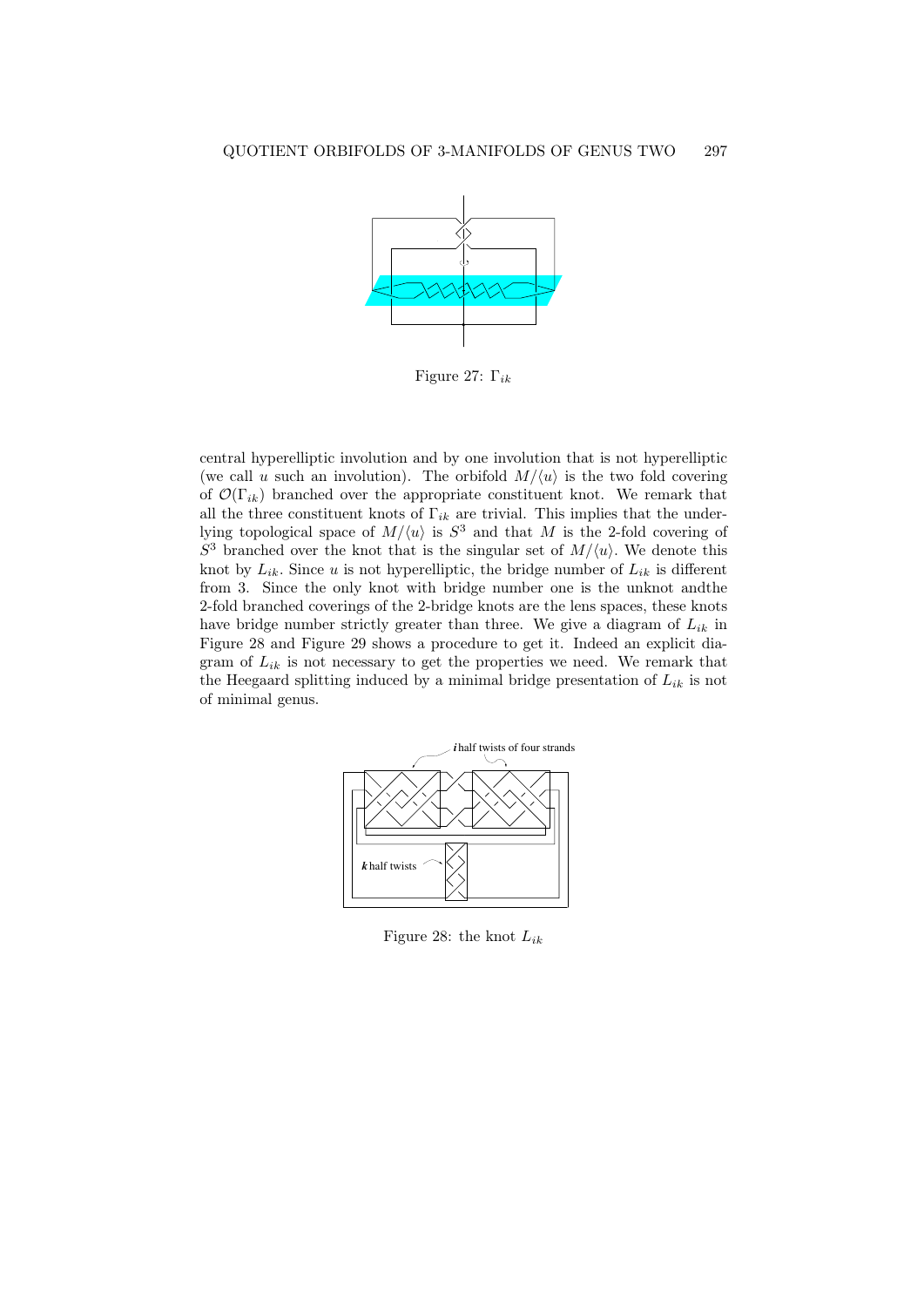Figure 27: $\Gamma_{ik}$

central hyperelliptic involution and by one involution that is not hyperelliptic (we call $u$ such an involution). The orbifold $M/\langle u \rangle$ is the two fold covering of $\mathcal{O}(\Gamma_{ik})$ branched over the appropriate constituent knot. We remark that all the three constituent knots of $\Gamma_{ik}$ are trivial. This implies that the underlying topological space of $M/\langle u \rangle$ is $S^3$ and that $M$ is the 2-fold covering of $S^3$ branched over the knot that is the singular set of $M/\langle u \rangle$. We denote this knot by $L_{ik}$. Since $u$ is not hyperelliptic, the bridge number of $L_{ik}$ is different from 3. Since the only knot with bridge number one is the unknot andthe 2-fold branched coverings of the 2-bridge knots are the lens spaces, these knots have bridge number strictly greater than three. We give a diagram of $L_{ik}$ in Figure 28 and Figure 29 shows a procedure to get it. Indeed an explicit diagram of $L_{ik}$ is not necessary to get the properties we need. We remark that the Heegaard splitting induced by a minimal bridge presentation of $L_{ik}$ is not of minimal genus.

Figure 28: the knot $L_{ik}$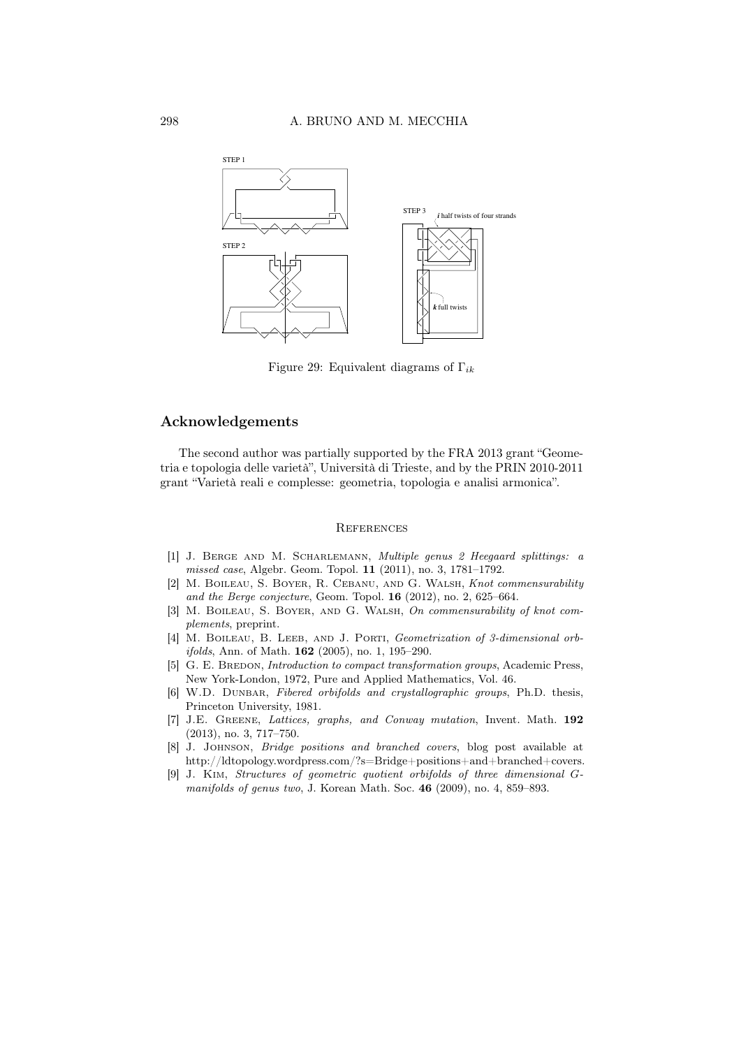Figure 29: Equivalent diagrams of $\Gamma_{ik}$

## Acknowledgements

The second author was partially supported by the FRA 2013 grant "Geometria e topologia delle varietà", Università di Trieste, and by the PRIN 2010-2011 grant "Varietà reali e complesse: geometria, topologia e analisi armonica".

## References

[1] J. Berge and M. Scharlemann, *Multiple genus 2 Heegaard splittings: a missed case*, Algebr. Geom. Topol. **11** (2011), no. 3, 1781–1792.

[2] M. Boileau, S. Boyer, R. Cebanu, and G. Walsh, *Knot commensurability and the Berge conjecture*, Geom. Topol. **16** (2012), no. 2, 625–664.

[3] M. Boileau, S. Boyer, and G. Walsh, *On commensurability of knot complements*, preprint.

[4] M. Boileau, B. Leeb, and J. Porti, *Geometrization of 3-dimensional orbifolds*, Ann. of Math. **162** (2005), no. 1, 195–290.

[5] G. E. Bredon, *Introduction to compact transformation groups*, Academic Press, New York-London, 1972, Pure and Applied Mathematics, Vol. 46.

[6] W.D. Dunbar, *Fibered orbifolds and crystallographic groups*, Ph.D. thesis, Princeton University, 1981.

[7] J.E. Greene, *Lattices, graphs, and Conway mutation*, Invent. Math. **192** (2013), no. 3, 717–750.

[8] J. Johnson, *Bridge positions and branched covers*, blog post available at http://ldtopology.wordpress.com/?s=Bridge+positions+and+branched+covers.

[9] J. Kim, *Structures of geometric quotient orbifolds of three dimensional G-manifolds of genus two*, J. Korean Math. Soc. **46** (2009), no. 4, 859–893.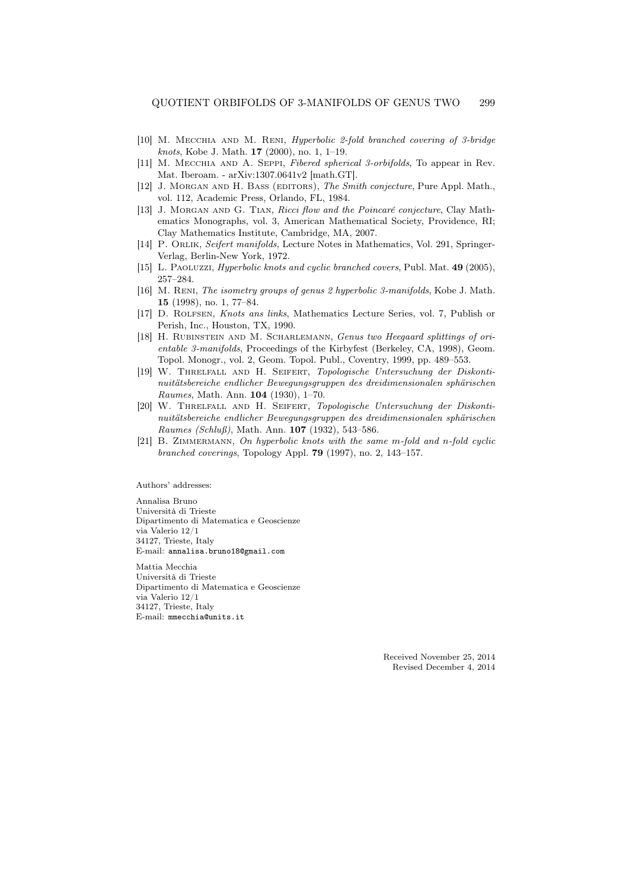[10] M. Mecchia and M. Reni, *Hyperbolic 2-fold branched covering of 3-bridge knots*, Kobe J. Math. **17** (2000), no. 1, 1–19.

[11] M. Mecchia and A. Seppi, *Fibered spherical 3-orbifolds*, To appear in Rev. Mat. Iberoam. - arXiv:1307.0641v2 [math.GT].

[12] J. Morgan and H. Bass (editors), *The Smith conjecture*, Pure Appl. Math., vol. 112, Academic Press, Orlando, FL, 1984.

[13] J. Morgan and G. Tian, *Ricci flow and the Poincaré conjecture*, Clay Mathematics Monographs, vol. 3, American Mathematical Society, Providence, RI; Clay Mathematics Institute, Cambridge, MA, 2007.

[14] P. Orlik, *Seifert manifolds*, Lecture Notes in Mathematics, Vol. 291, Springer-Verlag, Berlin-New York, 1972.

[15] L. Paoluzzi, *Hyperbolic knots and cyclic branched covers*, Publ. Mat. **49** (2005), 257–284.

[16] M. Reni, *The isometry groups of genus 2 hyperbolic 3-manifolds*, Kobe J. Math. **15** (1998), no. 1, 77–84.

[17] D. Rolfsen, *Knots ans links*, Mathematics Lecture Series, vol. 7, Publish or Perish, Inc., Houston, TX, 1990.

[18] H. Rubinstein and M. Scharlemann, *Genus two Heegaard splittings of orientable 3-manifolds*, Proceedings of the Kirbyfest (Berkeley, CA, 1998), Geom. Topol. Monogr., vol. 2, Geom. Topol. Publ., Coventry, 1999, pp. 489–553.

[19] W. Threlfall and H. Seifert, *Topologische Untersuchung der Diskontinuitätsbereiche endlicher Bewegungsgruppen des dreidimensionalen sphärischen Raumes*, Math. Ann. **104** (1930), 1–70.

[20] W. Threlfall and H. Seifert, *Topologische Untersuchung der Diskontinuitätsbereiche endlicher Bewegungsgruppen des dreidimensionalen sphärischen Raumes (Schluß)*, Math. Ann. **107** (1932), 543–586.

[21] B. Zimmermann, *On hyperbolic knots with the same m-fold and n-fold cyclic branched coverings*, Topology Appl. **79** (1997), no. 2, 143–157.

Authors' addresses:

Annalisa Bruno
Università di Trieste
Dipartimento di Matematica e Geoscienze
via Valerio 12/1
34127, Trieste, Italy
E-mail: `annalisa.bruno18@gmail.com`

Mattia Mecchia
Università di Trieste
Dipartimento di Matematica e Geoscienze
via Valerio 12/1
34127, Trieste, Italy
E-mail: `mmecchia@units.it`

Received November 25, 2014
Revised December 4, 2014